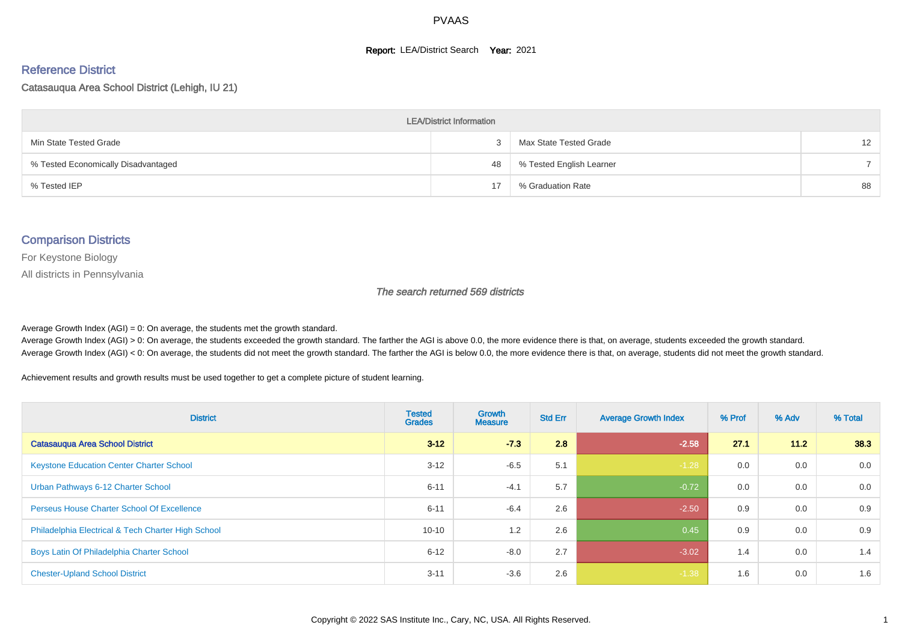# PVAAS

**Report:** LEA/District Search **Year:** 2021

## Reference District

Catasauqua Area School District (Lehigh, IU 21)

| LEA/District Information | | | |
|---|---|---|---|
| Min State Tested Grade | 3 | Max State Tested Grade | 12 |
| % Tested Economically Disadvantaged | 48 | % Tested English Learner | 7 |
| % Tested IEP | 17 | % Graduation Rate | 88 |

## Comparison Districts

For Keystone Biology

All districts in Pennsylvania

*The search returned 569 districts*

Average Growth Index (AGI) = 0: On average, the students met the growth standard.
Average Growth Index (AGI) > 0: On average, the students exceeded the growth standard. The farther the AGI is above 0.0, the more evidence there is that, on average, students exceeded the growth standard.
Average Growth Index (AGI) < 0: On average, the students did not meet the growth standard. The farther the AGI is below 0.0, the more evidence there is that, on average, students did not meet the growth standard.

Achievement results and growth results must be used together to get a complete picture of student learning.

| District | Tested Grades | Growth Measure | Std Err | Average Growth Index | % Prof | % Adv | % Total |
|---|---|---|---|---|---|---|---|
| **Catasauqua Area School District** | **3-12** | **-7.3** | **2.8** | **-2.58** | **27.1** | **11.2** | **38.3** |
| Keystone Education Center Charter School | 3-12 | -6.5 | 5.1 | -1.28 | 0.0 | 0.0 | 0.0 |
| Urban Pathways 6-12 Charter School | 6-11 | -4.1 | 5.7 | -0.72 | 0.0 | 0.0 | 0.0 |
| Perseus House Charter School Of Excellence | 6-11 | -6.4 | 2.6 | -2.50 | 0.9 | 0.0 | 0.9 |
| Philadelphia Electrical & Tech Charter High School | 10-10 | 1.2 | 2.6 | 0.45 | 0.9 | 0.0 | 0.9 |
| Boys Latin Of Philadelphia Charter School | 6-12 | -8.0 | 2.7 | -3.02 | 1.4 | 0.0 | 1.4 |
| Chester-Upland School District | 3-11 | -3.6 | 2.6 | -1.38 | 1.6 | 0.0 | 1.6 |

Copyright © 2022 SAS Institute Inc., Cary, NC, USA. All Rights Reserved.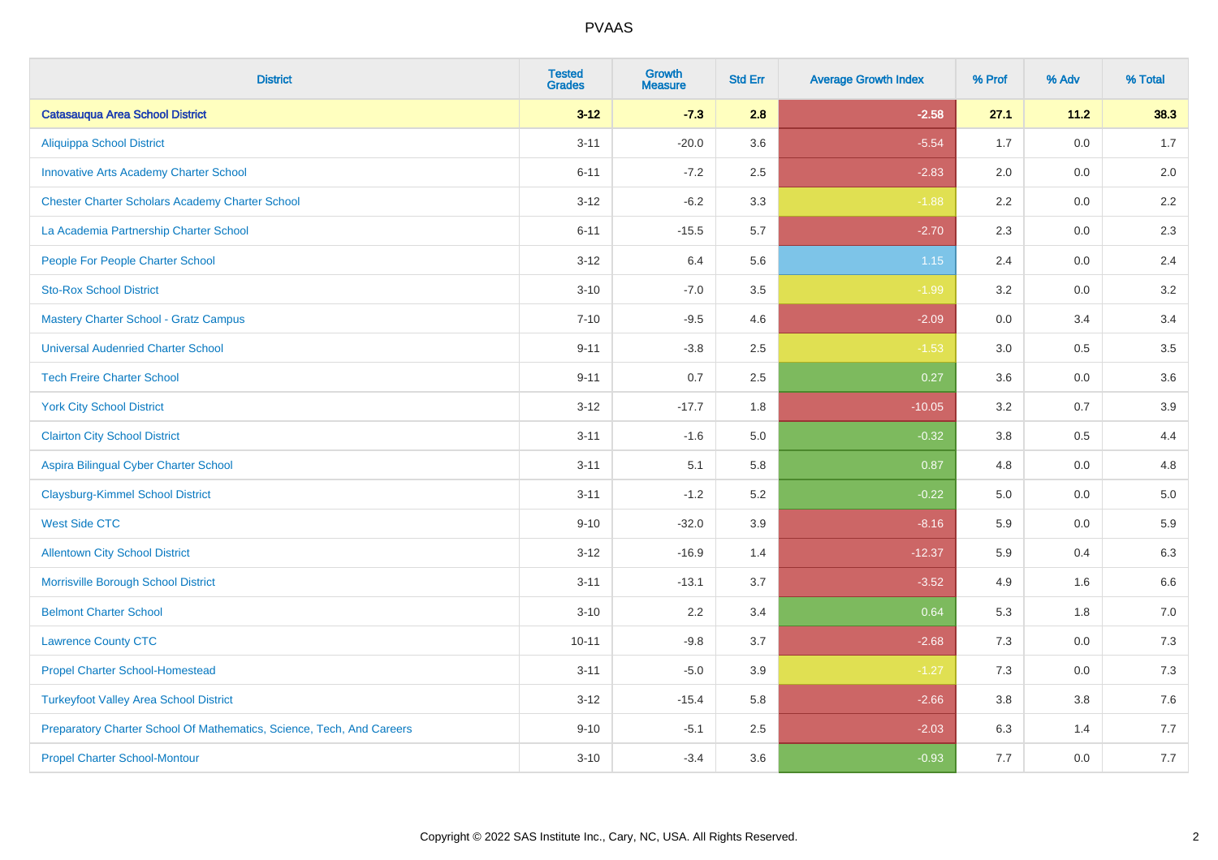# PVAAS

| District | Tested Grades | Growth Measure | Std Err | Average Growth Index | % Prof | % Adv | % Total |
|---|---|---|---|---|---|---|---|
| **Catasauqua Area School District** | **3-12** | **-7.3** | **2.8** | **-2.58** | **27.1** | **11.2** | **38.3** |
| Aliquippa School District | 3-11 | -20.0 | 3.6 | -5.54 | 1.7 | 0.0 | 1.7 |
| Innovative Arts Academy Charter School | 6-11 | -7.2 | 2.5 | -2.83 | 2.0 | 0.0 | 2.0 |
| Chester Charter Scholars Academy Charter School | 3-12 | -6.2 | 3.3 | -1.88 | 2.2 | 0.0 | 2.2 |
| La Academia Partnership Charter School | 6-11 | -15.5 | 5.7 | -2.70 | 2.3 | 0.0 | 2.3 |
| People For People Charter School | 3-12 | 6.4 | 5.6 | 1.15 | 2.4 | 0.0 | 2.4 |
| Sto-Rox School District | 3-10 | -7.0 | 3.5 | -1.99 | 3.2 | 0.0 | 3.2 |
| Mastery Charter School - Gratz Campus | 7-10 | -9.5 | 4.6 | -2.09 | 0.0 | 3.4 | 3.4 |
| Universal Audenried Charter School | 9-11 | -3.8 | 2.5 | -1.53 | 3.0 | 0.5 | 3.5 |
| Tech Freire Charter School | 9-11 | 0.7 | 2.5 | 0.27 | 3.6 | 0.0 | 3.6 |
| York City School District | 3-12 | -17.7 | 1.8 | -10.05 | 3.2 | 0.7 | 3.9 |
| Clairton City School District | 3-11 | -1.6 | 5.0 | -0.32 | 3.8 | 0.5 | 4.4 |
| Aspira Bilingual Cyber Charter School | 3-11 | 5.1 | 5.8 | 0.87 | 4.8 | 0.0 | 4.8 |
| Claysburg-Kimmel School District | 3-11 | -1.2 | 5.2 | -0.22 | 5.0 | 0.0 | 5.0 |
| West Side CTC | 9-10 | -32.0 | 3.9 | -8.16 | 5.9 | 0.0 | 5.9 |
| Allentown City School District | 3-12 | -16.9 | 1.4 | -12.37 | 5.9 | 0.4 | 6.3 |
| Morrisville Borough School District | 3-11 | -13.1 | 3.7 | -3.52 | 4.9 | 1.6 | 6.6 |
| Belmont Charter School | 3-10 | 2.2 | 3.4 | 0.64 | 5.3 | 1.8 | 7.0 |
| Lawrence County CTC | 10-11 | -9.8 | 3.7 | -2.68 | 7.3 | 0.0 | 7.3 |
| Propel Charter School-Homestead | 3-11 | -5.0 | 3.9 | -1.27 | 7.3 | 0.0 | 7.3 |
| Turkeyfoot Valley Area School District | 3-12 | -15.4 | 5.8 | -2.66 | 3.8 | 3.8 | 7.6 |
| Preparatory Charter School Of Mathematics, Science, Tech, And Careers | 9-10 | -5.1 | 2.5 | -2.03 | 6.3 | 1.4 | 7.7 |
| Propel Charter School-Montour | 3-10 | -3.4 | 3.6 | -0.93 | 7.7 | 0.0 | 7.7 |

Copyright © 2022 SAS Institute Inc., Cary, NC, USA. All Rights Reserved.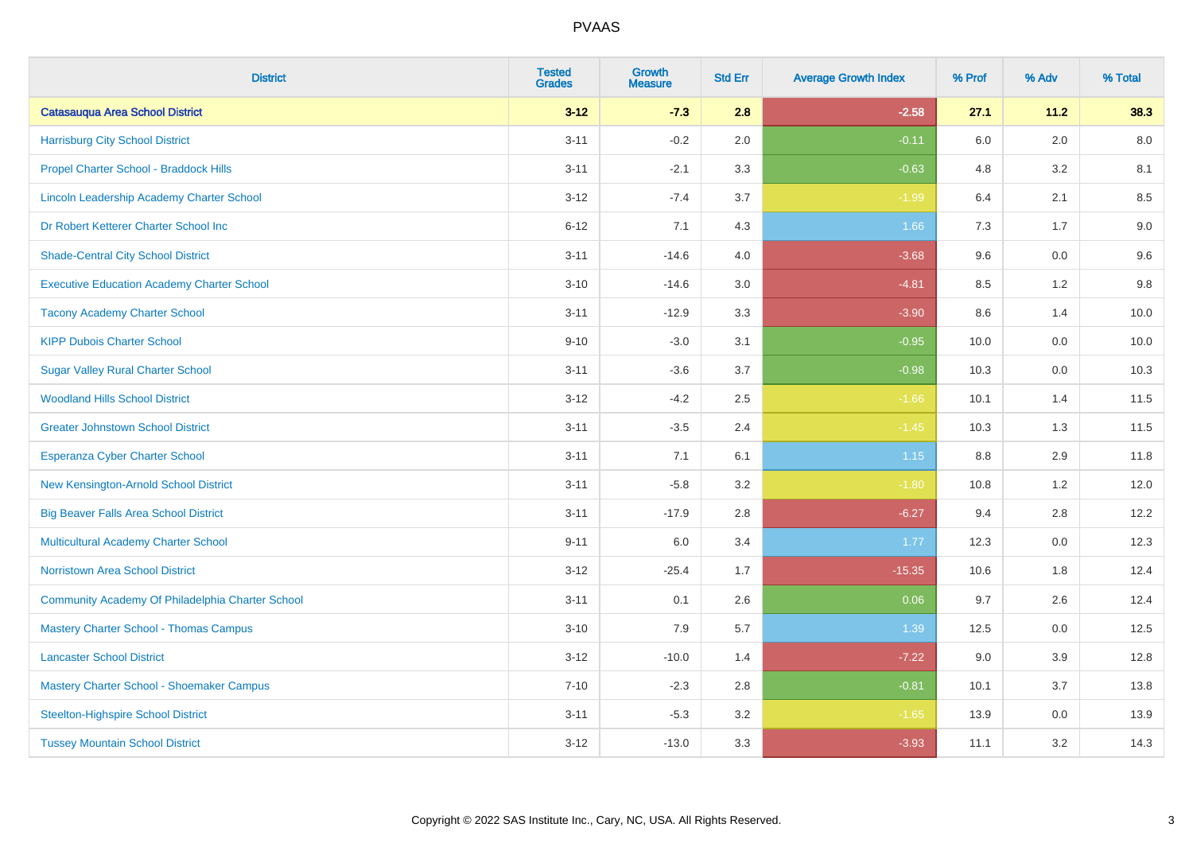# PVAAS

| District | Tested Grades | Growth Measure | Std Err | Average Growth Index | % Prof | % Adv | % Total |
|---|---|---|---|---|---|---|---|
| **Catasauqua Area School District** | **3-12** | **-7.3** | **2.8** | **-2.58** | **27.1** | **11.2** | **38.3** |
| Harrisburg City School District | 3-11 | -0.2 | 2.0 | -0.11 | 6.0 | 2.0 | 8.0 |
| Propel Charter School - Braddock Hills | 3-11 | -2.1 | 3.3 | -0.63 | 4.8 | 3.2 | 8.1 |
| Lincoln Leadership Academy Charter School | 3-12 | -7.4 | 3.7 | -1.99 | 6.4 | 2.1 | 8.5 |
| Dr Robert Ketterer Charter School Inc | 6-12 | 7.1 | 4.3 | 1.66 | 7.3 | 1.7 | 9.0 |
| Shade-Central City School District | 3-11 | -14.6 | 4.0 | -3.68 | 9.6 | 0.0 | 9.6 |
| Executive Education Academy Charter School | 3-10 | -14.6 | 3.0 | -4.81 | 8.5 | 1.2 | 9.8 |
| Tacony Academy Charter School | 3-11 | -12.9 | 3.3 | -3.90 | 8.6 | 1.4 | 10.0 |
| KIPP Dubois Charter School | 9-10 | -3.0 | 3.1 | -0.95 | 10.0 | 0.0 | 10.0 |
| Sugar Valley Rural Charter School | 3-11 | -3.6 | 3.7 | -0.98 | 10.3 | 0.0 | 10.3 |
| Woodland Hills School District | 3-12 | -4.2 | 2.5 | -1.66 | 10.1 | 1.4 | 11.5 |
| Greater Johnstown School District | 3-11 | -3.5 | 2.4 | -1.45 | 10.3 | 1.3 | 11.5 |
| Esperanza Cyber Charter School | 3-11 | 7.1 | 6.1 | 1.15 | 8.8 | 2.9 | 11.8 |
| New Kensington-Arnold School District | 3-11 | -5.8 | 3.2 | -1.80 | 10.8 | 1.2 | 12.0 |
| Big Beaver Falls Area School District | 3-11 | -17.9 | 2.8 | -6.27 | 9.4 | 2.8 | 12.2 |
| Multicultural Academy Charter School | 9-11 | 6.0 | 3.4 | 1.77 | 12.3 | 0.0 | 12.3 |
| Norristown Area School District | 3-12 | -25.4 | 1.7 | -15.35 | 10.6 | 1.8 | 12.4 |
| Community Academy Of Philadelphia Charter School | 3-11 | 0.1 | 2.6 | 0.06 | 9.7 | 2.6 | 12.4 |
| Mastery Charter School - Thomas Campus | 3-10 | 7.9 | 5.7 | 1.39 | 12.5 | 0.0 | 12.5 |
| Lancaster School District | 3-12 | -10.0 | 1.4 | -7.22 | 9.0 | 3.9 | 12.8 |
| Mastery Charter School - Shoemaker Campus | 7-10 | -2.3 | 2.8 | -0.81 | 10.1 | 3.7 | 13.8 |
| Steelton-Highspire School District | 3-11 | -5.3 | 3.2 | -1.65 | 13.9 | 0.0 | 13.9 |
| Tussey Mountain School District | 3-12 | -13.0 | 3.3 | -3.93 | 11.1 | 3.2 | 14.3 |

Copyright © 2022 SAS Institute Inc., Cary, NC, USA. All Rights Reserved.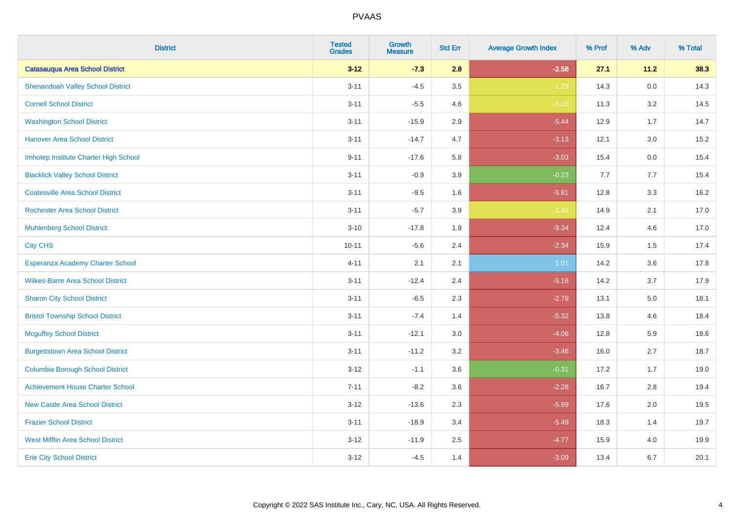| District | Tested Grades | Growth Measure | Std Err | Average Growth Index | % Prof | % Adv | % Total |
|---|---|---|---|---|---|---|---|
| **Catasauqua Area School District** | **3-12** | **-7.3** | **2.8** | **-2.58** | **27.1** | **11.2** | **38.3** |
| Shenandoah Valley School District | 3-11 | -4.5 | 3.5 | -1.29 | 14.3 | 0.0 | 14.3 |
| Cornell School District | 3-11 | -5.5 | 4.6 | -1.20 | 11.3 | 3.2 | 14.5 |
| Washington School District | 3-11 | -15.9 | 2.9 | -5.44 | 12.9 | 1.7 | 14.7 |
| Hanover Area School District | 3-11 | -14.7 | 4.7 | -3.13 | 12.1 | 3.0 | 15.2 |
| Imhotep Institute Charter High School | 9-11 | -17.6 | 5.8 | -3.03 | 15.4 | 0.0 | 15.4 |
| Blacklick Valley School District | 3-11 | -0.9 | 3.9 | -0.23 | 7.7 | 7.7 | 15.4 |
| Coatesville Area School District | 3-11 | -9.5 | 1.6 | -5.81 | 12.8 | 3.3 | 16.2 |
| Rochester Area School District | 3-11 | -5.7 | 3.9 | -1.45 | 14.9 | 2.1 | 17.0 |
| Muhlenberg School District | 3-10 | -17.8 | 1.9 | -9.34 | 12.4 | 4.6 | 17.0 |
| City CHS | 10-11 | -5.6 | 2.4 | -2.34 | 15.9 | 1.5 | 17.4 |
| Esperanza Academy Charter School | 4-11 | 2.1 | 2.1 | 1.01 | 14.2 | 3.6 | 17.8 |
| Wilkes-Barre Area School District | 3-11 | -12.4 | 2.4 | -5.18 | 14.2 | 3.7 | 17.9 |
| Sharon City School District | 3-11 | -6.5 | 2.3 | -2.79 | 13.1 | 5.0 | 18.1 |
| Bristol Township School District | 3-11 | -7.4 | 1.4 | -5.32 | 13.8 | 4.6 | 18.4 |
| Mcguffey School District | 3-11 | -12.1 | 3.0 | -4.06 | 12.8 | 5.9 | 18.6 |
| Burgettstown Area School District | 3-11 | -11.2 | 3.2 | -3.46 | 16.0 | 2.7 | 18.7 |
| Columbia Borough School District | 3-12 | -1.1 | 3.6 | -0.31 | 17.2 | 1.7 | 19.0 |
| Achievement House Charter School | 7-11 | -8.2 | 3.6 | -2.28 | 16.7 | 2.8 | 19.4 |
| New Castle Area School District | 3-12 | -13.6 | 2.3 | -5.99 | 17.6 | 2.0 | 19.5 |
| Frazier School District | 3-11 | -18.9 | 3.4 | -5.49 | 18.3 | 1.4 | 19.7 |
| West Mifflin Area School District | 3-12 | -11.9 | 2.5 | -4.77 | 15.9 | 4.0 | 19.9 |
| Erie City School District | 3-12 | -4.5 | 1.4 | -3.09 | 13.4 | 6.7 | 20.1 |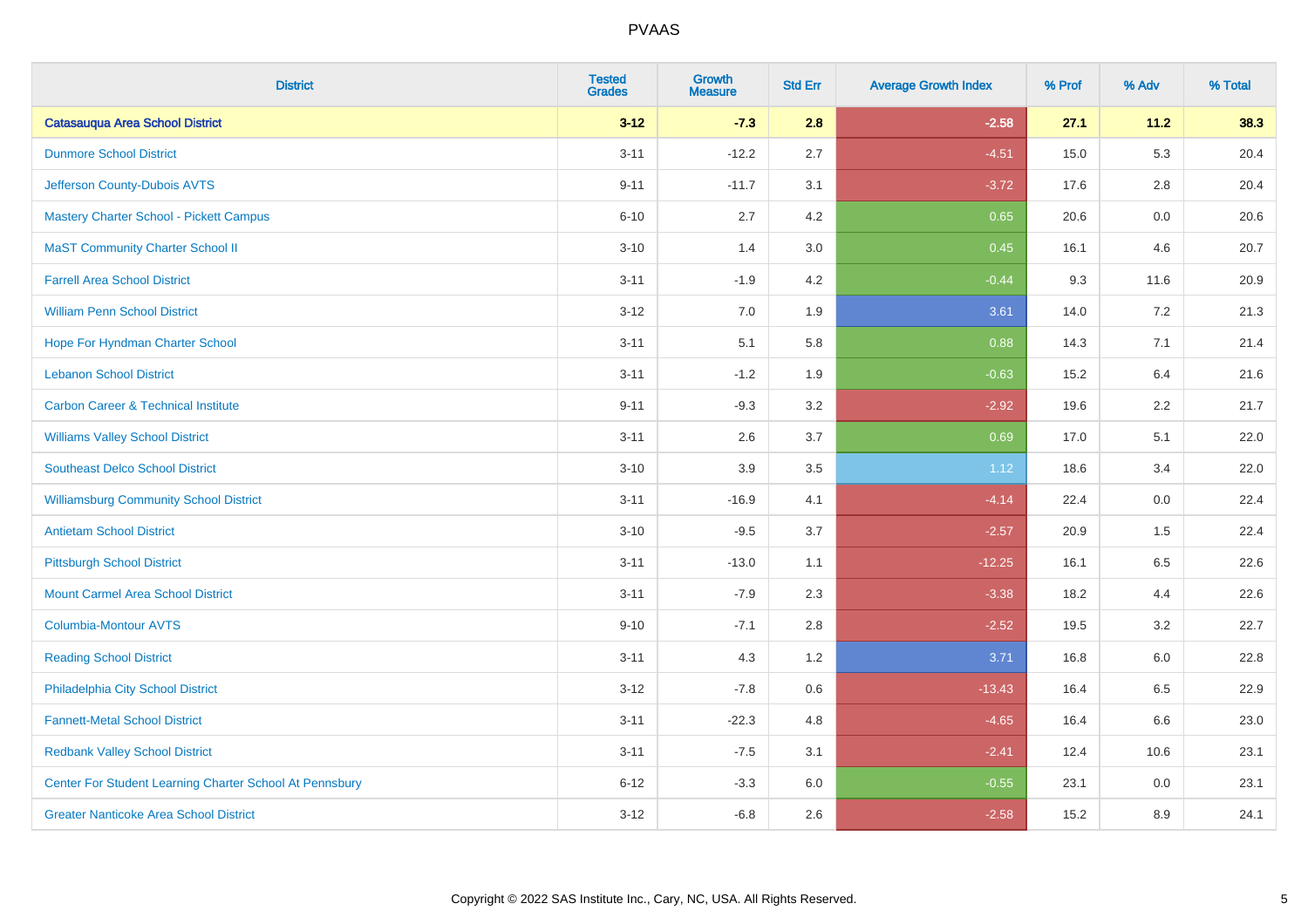# PVAAS

| District | Tested Grades | Growth Measure | Std Err | Average Growth Index | % Prof | % Adv | % Total |
|---|---|---|---|---|---|---|---|
| **Catasauqua Area School District** | **3-12** | **-7.3** | **2.8** | **-2.58** | **27.1** | **11.2** | **38.3** |
| Dunmore School District | 3-11 | -12.2 | 2.7 | -4.51 | 15.0 | 5.3 | 20.4 |
| Jefferson County-Dubois AVTS | 9-11 | -11.7 | 3.1 | -3.72 | 17.6 | 2.8 | 20.4 |
| Mastery Charter School - Pickett Campus | 6-10 | 2.7 | 4.2 | 0.65 | 20.6 | 0.0 | 20.6 |
| MaST Community Charter School II | 3-10 | 1.4 | 3.0 | 0.45 | 16.1 | 4.6 | 20.7 |
| Farrell Area School District | 3-11 | -1.9 | 4.2 | -0.44 | 9.3 | 11.6 | 20.9 |
| William Penn School District | 3-12 | 7.0 | 1.9 | 3.61 | 14.0 | 7.2 | 21.3 |
| Hope For Hyndman Charter School | 3-11 | 5.1 | 5.8 | 0.88 | 14.3 | 7.1 | 21.4 |
| Lebanon School District | 3-11 | -1.2 | 1.9 | -0.63 | 15.2 | 6.4 | 21.6 |
| Carbon Career & Technical Institute | 9-11 | -9.3 | 3.2 | -2.92 | 19.6 | 2.2 | 21.7 |
| Williams Valley School District | 3-11 | 2.6 | 3.7 | 0.69 | 17.0 | 5.1 | 22.0 |
| Southeast Delco School District | 3-10 | 3.9 | 3.5 | 1.12 | 18.6 | 3.4 | 22.0 |
| Williamsburg Community School District | 3-11 | -16.9 | 4.1 | -4.14 | 22.4 | 0.0 | 22.4 |
| Antietam School District | 3-10 | -9.5 | 3.7 | -2.57 | 20.9 | 1.5 | 22.4 |
| Pittsburgh School District | 3-11 | -13.0 | 1.1 | -12.25 | 16.1 | 6.5 | 22.6 |
| Mount Carmel Area School District | 3-11 | -7.9 | 2.3 | -3.38 | 18.2 | 4.4 | 22.6 |
| Columbia-Montour AVTS | 9-10 | -7.1 | 2.8 | -2.52 | 19.5 | 3.2 | 22.7 |
| Reading School District | 3-11 | 4.3 | 1.2 | 3.71 | 16.8 | 6.0 | 22.8 |
| Philadelphia City School District | 3-12 | -7.8 | 0.6 | -13.43 | 16.4 | 6.5 | 22.9 |
| Fannett-Metal School District | 3-11 | -22.3 | 4.8 | -4.65 | 16.4 | 6.6 | 23.0 |
| Redbank Valley School District | 3-11 | -7.5 | 3.1 | -2.41 | 12.4 | 10.6 | 23.1 |
| Center For Student Learning Charter School At Pennsbury | 6-12 | -3.3 | 6.0 | -0.55 | 23.1 | 0.0 | 23.1 |
| Greater Nanticoke Area School District | 3-12 | -6.8 | 2.6 | -2.58 | 15.2 | 8.9 | 24.1 |

Copyright © 2022 SAS Institute Inc., Cary, NC, USA. All Rights Reserved.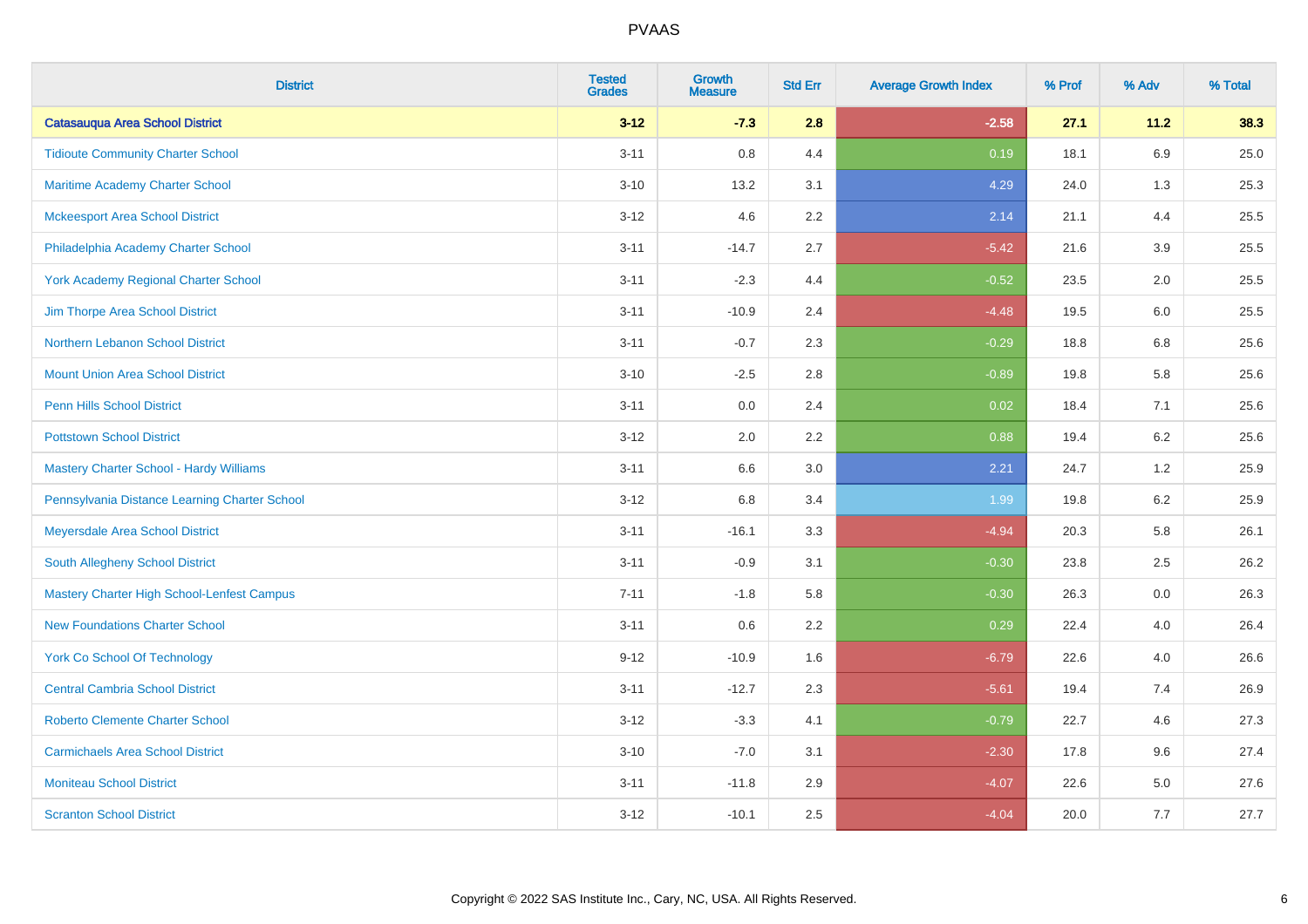# PVAAS

| District | Tested Grades | Growth Measure | Std Err | Average Growth Index | % Prof | % Adv | % Total |
|---|---|---|---|---|---|---|---|
| **Catasauqua Area School District** | **3-12** | **-7.3** | **2.8** | **-2.58** | **27.1** | **11.2** | **38.3** |
| Tidioute Community Charter School | 3-11 | 0.8 | 4.4 | 0.19 | 18.1 | 6.9 | 25.0 |
| Maritime Academy Charter School | 3-10 | 13.2 | 3.1 | 4.29 | 24.0 | 1.3 | 25.3 |
| Mckeesport Area School District | 3-12 | 4.6 | 2.2 | 2.14 | 21.1 | 4.4 | 25.5 |
| Philadelphia Academy Charter School | 3-11 | -14.7 | 2.7 | -5.42 | 21.6 | 3.9 | 25.5 |
| York Academy Regional Charter School | 3-11 | -2.3 | 4.4 | -0.52 | 23.5 | 2.0 | 25.5 |
| Jim Thorpe Area School District | 3-11 | -10.9 | 2.4 | -4.48 | 19.5 | 6.0 | 25.5 |
| Northern Lebanon School District | 3-11 | -0.7 | 2.3 | -0.29 | 18.8 | 6.8 | 25.6 |
| Mount Union Area School District | 3-10 | -2.5 | 2.8 | -0.89 | 19.8 | 5.8 | 25.6 |
| Penn Hills School District | 3-11 | 0.0 | 2.4 | 0.02 | 18.4 | 7.1 | 25.6 |
| Pottstown School District | 3-12 | 2.0 | 2.2 | 0.88 | 19.4 | 6.2 | 25.6 |
| Mastery Charter School - Hardy Williams | 3-11 | 6.6 | 3.0 | 2.21 | 24.7 | 1.2 | 25.9 |
| Pennsylvania Distance Learning Charter School | 3-12 | 6.8 | 3.4 | 1.99 | 19.8 | 6.2 | 25.9 |
| Meyersdale Area School District | 3-11 | -16.1 | 3.3 | -4.94 | 20.3 | 5.8 | 26.1 |
| South Allegheny School District | 3-11 | -0.9 | 3.1 | -0.30 | 23.8 | 2.5 | 26.2 |
| Mastery Charter High School-Lenfest Campus | 7-11 | -1.8 | 5.8 | -0.30 | 26.3 | 0.0 | 26.3 |
| New Foundations Charter School | 3-11 | 0.6 | 2.2 | 0.29 | 22.4 | 4.0 | 26.4 |
| York Co School Of Technology | 9-12 | -10.9 | 1.6 | -6.79 | 22.6 | 4.0 | 26.6 |
| Central Cambria School District | 3-11 | -12.7 | 2.3 | -5.61 | 19.4 | 7.4 | 26.9 |
| Roberto Clemente Charter School | 3-12 | -3.3 | 4.1 | -0.79 | 22.7 | 4.6 | 27.3 |
| Carmichaels Area School District | 3-10 | -7.0 | 3.1 | -2.30 | 17.8 | 9.6 | 27.4 |
| Moniteau School District | 3-11 | -11.8 | 2.9 | -4.07 | 22.6 | 5.0 | 27.6 |
| Scranton School District | 3-12 | -10.1 | 2.5 | -4.04 | 20.0 | 7.7 | 27.7 |

Copyright © 2022 SAS Institute Inc., Cary, NC, USA. All Rights Reserved.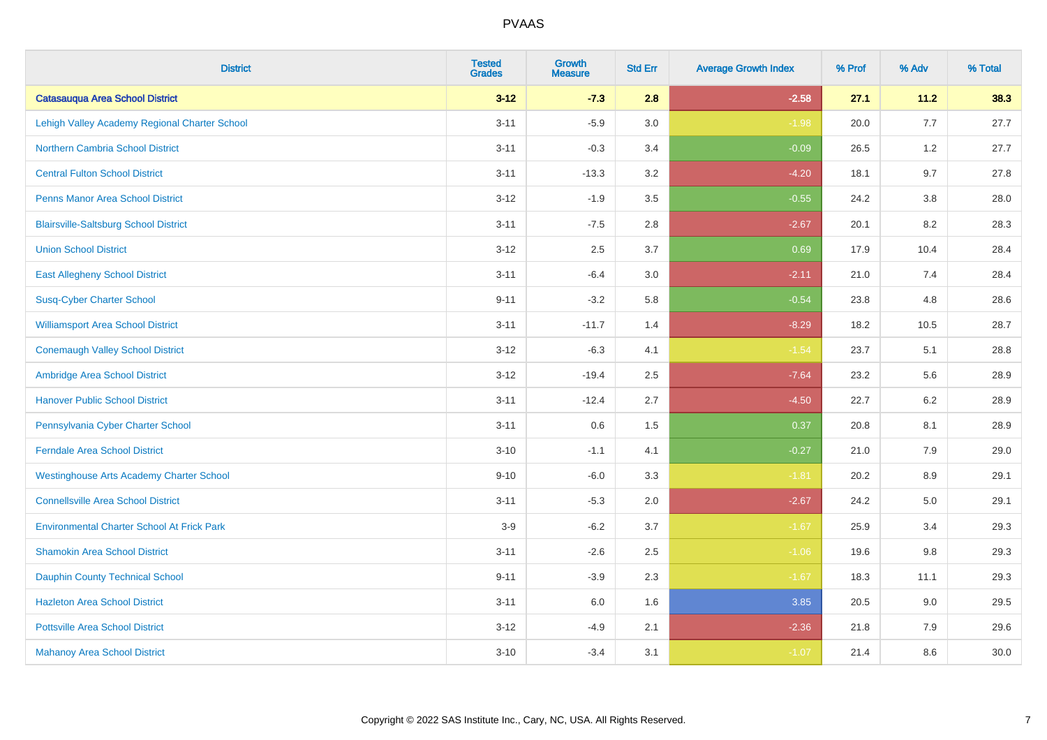| District | Tested Grades | Growth Measure | Std Err | Average Growth Index | % Prof | % Adv | % Total |
|---|---|---|---|---|---|---|---|
| **Catasauqua Area School District** | **3-12** | **-7.3** | **2.8** | **-2.58** | **27.1** | **11.2** | **38.3** |
| Lehigh Valley Academy Regional Charter School | 3-11 | -5.9 | 3.0 | -1.98 | 20.0 | 7.7 | 27.7 |
| Northern Cambria School District | 3-11 | -0.3 | 3.4 | -0.09 | 26.5 | 1.2 | 27.7 |
| Central Fulton School District | 3-11 | -13.3 | 3.2 | -4.20 | 18.1 | 9.7 | 27.8 |
| Penns Manor Area School District | 3-12 | -1.9 | 3.5 | -0.55 | 24.2 | 3.8 | 28.0 |
| Blairsville-Saltsburg School District | 3-11 | -7.5 | 2.8 | -2.67 | 20.1 | 8.2 | 28.3 |
| Union School District | 3-12 | 2.5 | 3.7 | 0.69 | 17.9 | 10.4 | 28.4 |
| East Allegheny School District | 3-11 | -6.4 | 3.0 | -2.11 | 21.0 | 7.4 | 28.4 |
| Susq-Cyber Charter School | 9-11 | -3.2 | 5.8 | -0.54 | 23.8 | 4.8 | 28.6 |
| Williamsport Area School District | 3-11 | -11.7 | 1.4 | -8.29 | 18.2 | 10.5 | 28.7 |
| Conemaugh Valley School District | 3-12 | -6.3 | 4.1 | -1.54 | 23.7 | 5.1 | 28.8 |
| Ambridge Area School District | 3-12 | -19.4 | 2.5 | -7.64 | 23.2 | 5.6 | 28.9 |
| Hanover Public School District | 3-11 | -12.4 | 2.7 | -4.50 | 22.7 | 6.2 | 28.9 |
| Pennsylvania Cyber Charter School | 3-11 | 0.6 | 1.5 | 0.37 | 20.8 | 8.1 | 28.9 |
| Ferndale Area School District | 3-10 | -1.1 | 4.1 | -0.27 | 21.0 | 7.9 | 29.0 |
| Westinghouse Arts Academy Charter School | 9-10 | -6.0 | 3.3 | -1.81 | 20.2 | 8.9 | 29.1 |
| Connellsville Area School District | 3-11 | -5.3 | 2.0 | -2.67 | 24.2 | 5.0 | 29.1 |
| Environmental Charter School At Frick Park | 3-9 | -6.2 | 3.7 | -1.67 | 25.9 | 3.4 | 29.3 |
| Shamokin Area School District | 3-11 | -2.6 | 2.5 | -1.06 | 19.6 | 9.8 | 29.3 |
| Dauphin County Technical School | 9-11 | -3.9 | 2.3 | -1.67 | 18.3 | 11.1 | 29.3 |
| Hazleton Area School District | 3-11 | 6.0 | 1.6 | 3.85 | 20.5 | 9.0 | 29.5 |
| Pottsville Area School District | 3-12 | -4.9 | 2.1 | -2.36 | 21.8 | 7.9 | 29.6 |
| Mahanoy Area School District | 3-10 | -3.4 | 3.1 | -1.07 | 21.4 | 8.6 | 30.0 |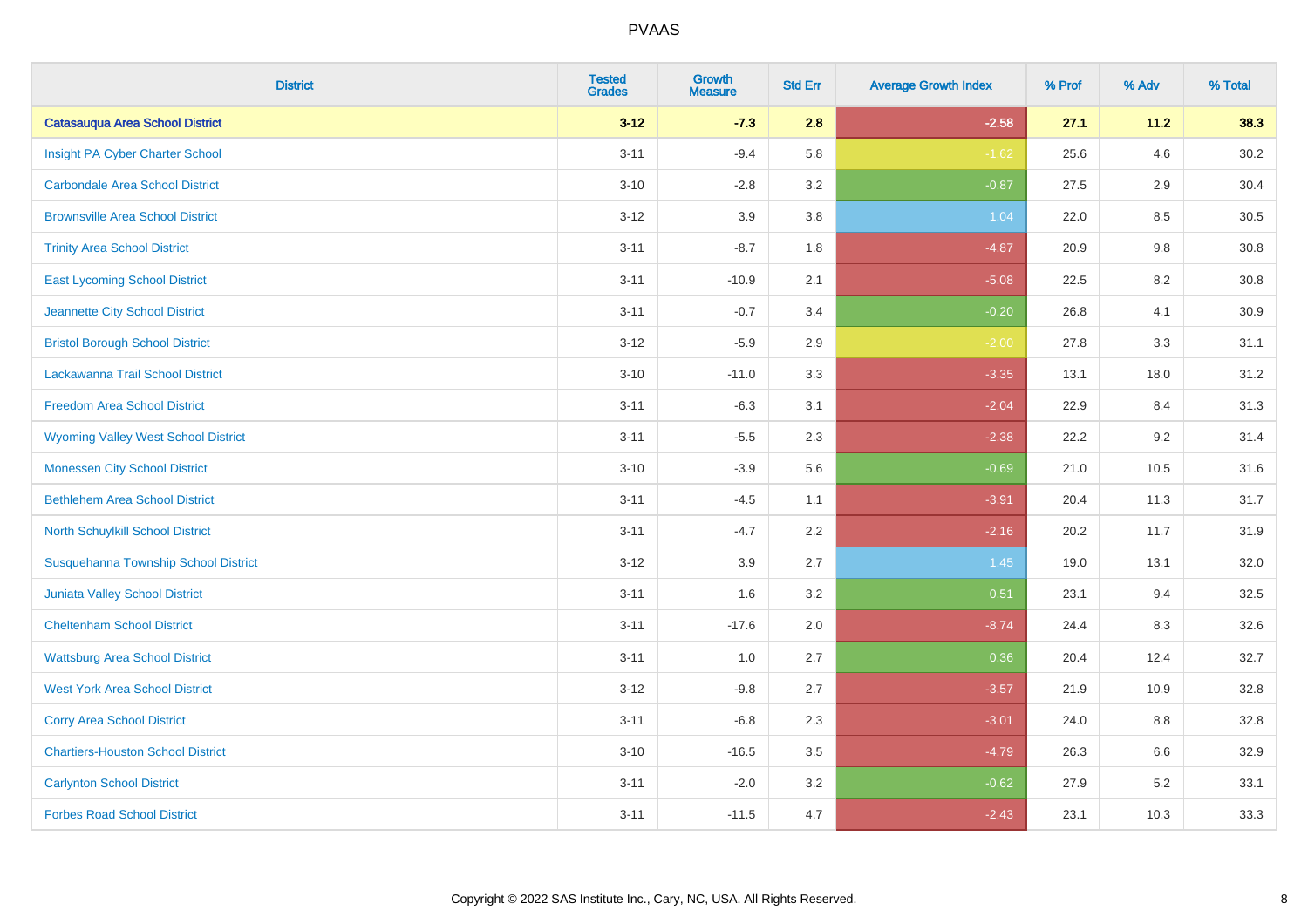# PVAAS

| District | Tested Grades | Growth Measure | Std Err | Average Growth Index | % Prof | % Adv | % Total |
|---|---|---|---|---|---|---|---|
| **Catasauqua Area School District** | **3-12** | **-7.3** | **2.8** | **-2.58** | **27.1** | **11.2** | **38.3** |
| Insight PA Cyber Charter School | 3-11 | -9.4 | 5.8 | -1.62 | 25.6 | 4.6 | 30.2 |
| Carbondale Area School District | 3-10 | -2.8 | 3.2 | -0.87 | 27.5 | 2.9 | 30.4 |
| Brownsville Area School District | 3-12 | 3.9 | 3.8 | 1.04 | 22.0 | 8.5 | 30.5 |
| Trinity Area School District | 3-11 | -8.7 | 1.8 | -4.87 | 20.9 | 9.8 | 30.8 |
| East Lycoming School District | 3-11 | -10.9 | 2.1 | -5.08 | 22.5 | 8.2 | 30.8 |
| Jeannette City School District | 3-11 | -0.7 | 3.4 | -0.20 | 26.8 | 4.1 | 30.9 |
| Bristol Borough School District | 3-12 | -5.9 | 2.9 | -2.00 | 27.8 | 3.3 | 31.1 |
| Lackawanna Trail School District | 3-10 | -11.0 | 3.3 | -3.35 | 13.1 | 18.0 | 31.2 |
| Freedom Area School District | 3-11 | -6.3 | 3.1 | -2.04 | 22.9 | 8.4 | 31.3 |
| Wyoming Valley West School District | 3-11 | -5.5 | 2.3 | -2.38 | 22.2 | 9.2 | 31.4 |
| Monessen City School District | 3-10 | -3.9 | 5.6 | -0.69 | 21.0 | 10.5 | 31.6 |
| Bethlehem Area School District | 3-11 | -4.5 | 1.1 | -3.91 | 20.4 | 11.3 | 31.7 |
| North Schuylkill School District | 3-11 | -4.7 | 2.2 | -2.16 | 20.2 | 11.7 | 31.9 |
| Susquehanna Township School District | 3-12 | 3.9 | 2.7 | 1.45 | 19.0 | 13.1 | 32.0 |
| Juniata Valley School District | 3-11 | 1.6 | 3.2 | 0.51 | 23.1 | 9.4 | 32.5 |
| Cheltenham School District | 3-11 | -17.6 | 2.0 | -8.74 | 24.4 | 8.3 | 32.6 |
| Wattsburg Area School District | 3-11 | 1.0 | 2.7 | 0.36 | 20.4 | 12.4 | 32.7 |
| West York Area School District | 3-12 | -9.8 | 2.7 | -3.57 | 21.9 | 10.9 | 32.8 |
| Corry Area School District | 3-11 | -6.8 | 2.3 | -3.01 | 24.0 | 8.8 | 32.8 |
| Chartiers-Houston School District | 3-10 | -16.5 | 3.5 | -4.79 | 26.3 | 6.6 | 32.9 |
| Carlynton School District | 3-11 | -2.0 | 3.2 | -0.62 | 27.9 | 5.2 | 33.1 |
| Forbes Road School District | 3-11 | -11.5 | 4.7 | -2.43 | 23.1 | 10.3 | 33.3 |

Copyright © 2022 SAS Institute Inc., Cary, NC, USA. All Rights Reserved.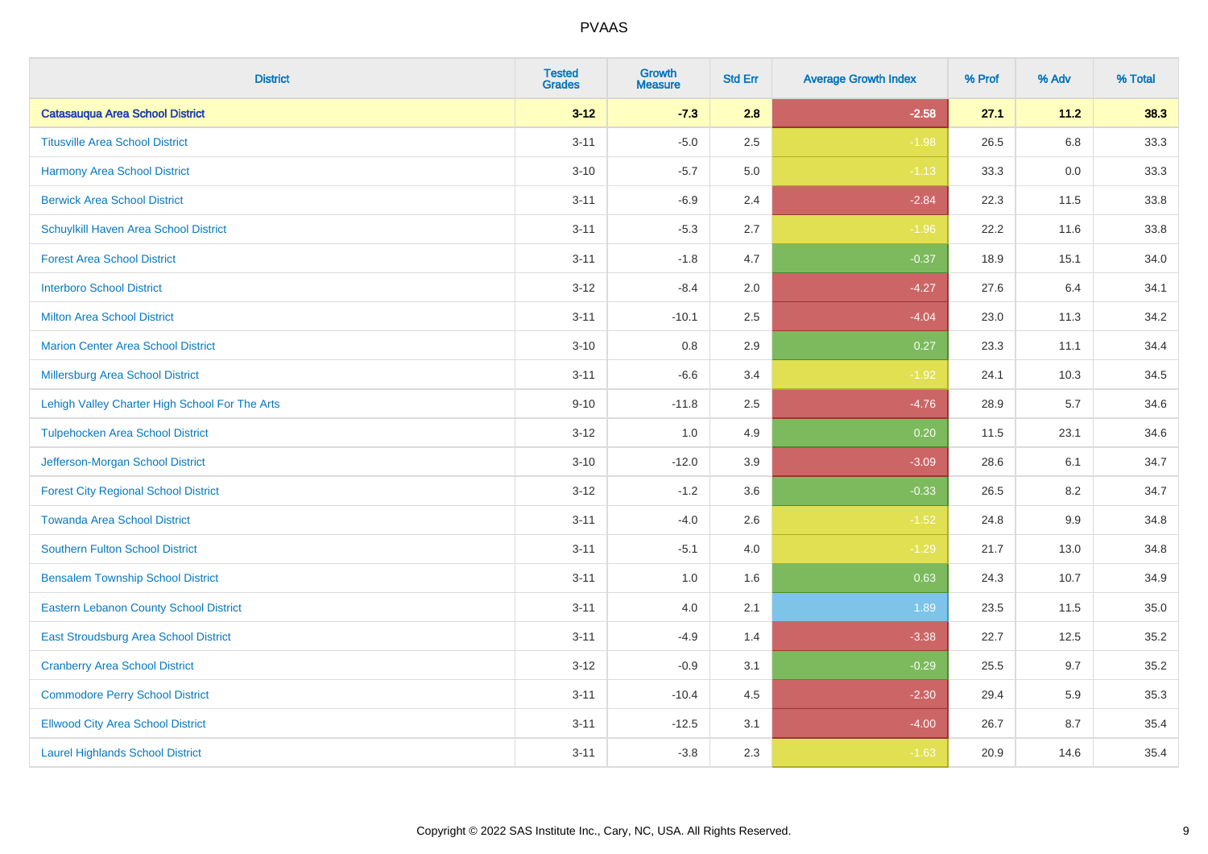| District | Tested Grades | Growth Measure | Std Err | Average Growth Index | % Prof | % Adv | % Total |
|---|---|---|---|---|---|---|---|
| **Catasauqua Area School District** | **3-12** | **-7.3** | **2.8** | **-2.58** | **27.1** | **11.2** | **38.3** |
| Titusville Area School District | 3-11 | -5.0 | 2.5 | -1.98 | 26.5 | 6.8 | 33.3 |
| Harmony Area School District | 3-10 | -5.7 | 5.0 | -1.13 | 33.3 | 0.0 | 33.3 |
| Berwick Area School District | 3-11 | -6.9 | 2.4 | -2.84 | 22.3 | 11.5 | 33.8 |
| Schuylkill Haven Area School District | 3-11 | -5.3 | 2.7 | -1.96 | 22.2 | 11.6 | 33.8 |
| Forest Area School District | 3-11 | -1.8 | 4.7 | -0.37 | 18.9 | 15.1 | 34.0 |
| Interboro School District | 3-12 | -8.4 | 2.0 | -4.27 | 27.6 | 6.4 | 34.1 |
| Milton Area School District | 3-11 | -10.1 | 2.5 | -4.04 | 23.0 | 11.3 | 34.2 |
| Marion Center Area School District | 3-10 | 0.8 | 2.9 | 0.27 | 23.3 | 11.1 | 34.4 |
| Millersburg Area School District | 3-11 | -6.6 | 3.4 | -1.92 | 24.1 | 10.3 | 34.5 |
| Lehigh Valley Charter High School For The Arts | 9-10 | -11.8 | 2.5 | -4.76 | 28.9 | 5.7 | 34.6 |
| Tulpehocken Area School District | 3-12 | 1.0 | 4.9 | 0.20 | 11.5 | 23.1 | 34.6 |
| Jefferson-Morgan School District | 3-10 | -12.0 | 3.9 | -3.09 | 28.6 | 6.1 | 34.7 |
| Forest City Regional School District | 3-12 | -1.2 | 3.6 | -0.33 | 26.5 | 8.2 | 34.7 |
| Towanda Area School District | 3-11 | -4.0 | 2.6 | -1.52 | 24.8 | 9.9 | 34.8 |
| Southern Fulton School District | 3-11 | -5.1 | 4.0 | -1.29 | 21.7 | 13.0 | 34.8 |
| Bensalem Township School District | 3-11 | 1.0 | 1.6 | 0.63 | 24.3 | 10.7 | 34.9 |
| Eastern Lebanon County School District | 3-11 | 4.0 | 2.1 | 1.89 | 23.5 | 11.5 | 35.0 |
| East Stroudsburg Area School District | 3-11 | -4.9 | 1.4 | -3.38 | 22.7 | 12.5 | 35.2 |
| Cranberry Area School District | 3-12 | -0.9 | 3.1 | -0.29 | 25.5 | 9.7 | 35.2 |
| Commodore Perry School District | 3-11 | -10.4 | 4.5 | -2.30 | 29.4 | 5.9 | 35.3 |
| Ellwood City Area School District | 3-11 | -12.5 | 3.1 | -4.00 | 26.7 | 8.7 | 35.4 |
| Laurel Highlands School District | 3-11 | -3.8 | 2.3 | -1.63 | 20.9 | 14.6 | 35.4 |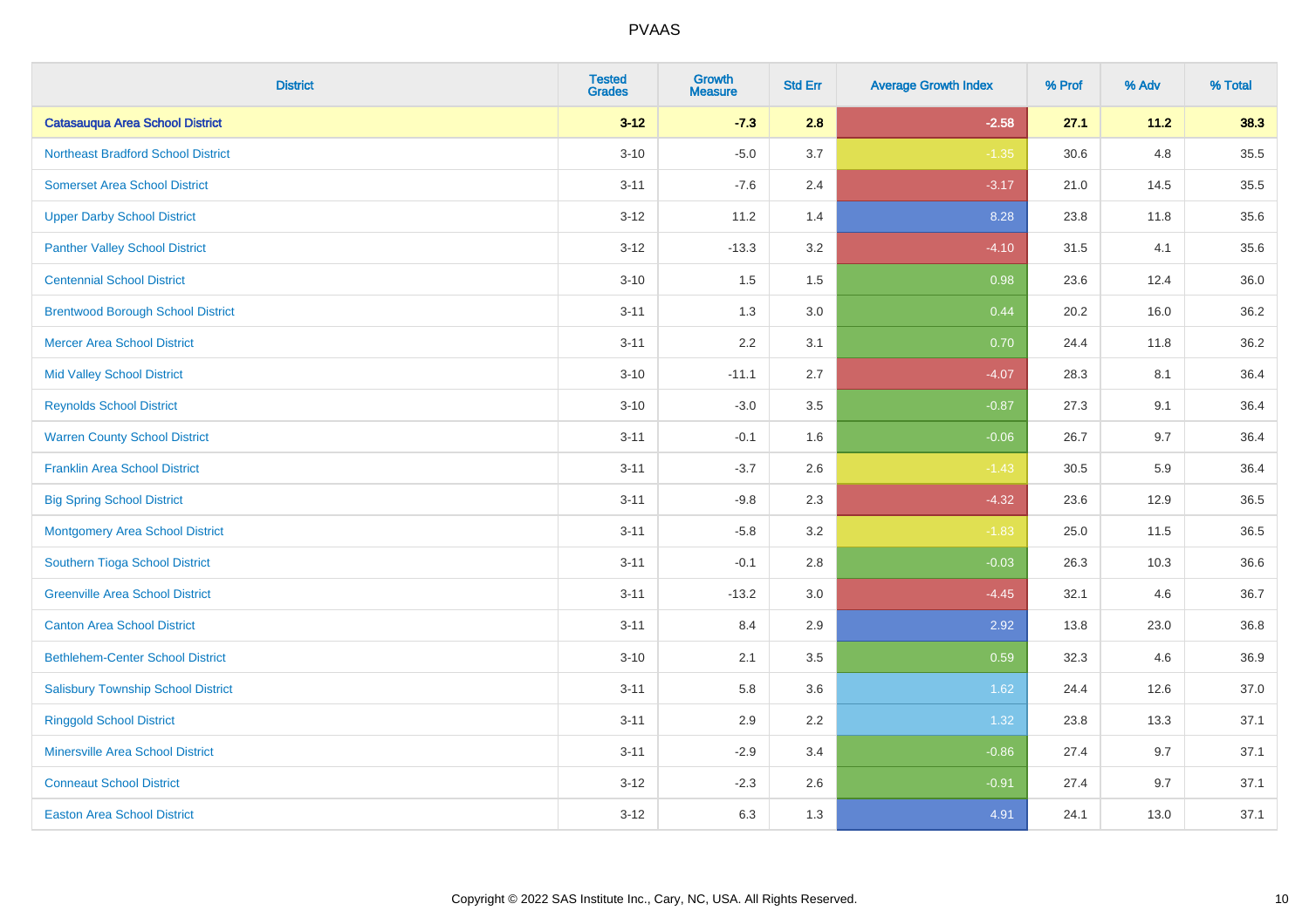| District | Tested Grades | Growth Measure | Std Err | Average Growth Index | % Prof | % Adv | % Total |
|---|---|---|---|---|---|---|---|
| **Catasauqua Area School District** | **3-12** | **-7.3** | **2.8** | **-2.58** | **27.1** | **11.2** | **38.3** |
| Northeast Bradford School District | 3-10 | -5.0 | 3.7 | -1.35 | 30.6 | 4.8 | 35.5 |
| Somerset Area School District | 3-11 | -7.6 | 2.4 | -3.17 | 21.0 | 14.5 | 35.5 |
| Upper Darby School District | 3-12 | 11.2 | 1.4 | 8.28 | 23.8 | 11.8 | 35.6 |
| Panther Valley School District | 3-12 | -13.3 | 3.2 | -4.10 | 31.5 | 4.1 | 35.6 |
| Centennial School District | 3-10 | 1.5 | 1.5 | 0.98 | 23.6 | 12.4 | 36.0 |
| Brentwood Borough School District | 3-11 | 1.3 | 3.0 | 0.44 | 20.2 | 16.0 | 36.2 |
| Mercer Area School District | 3-11 | 2.2 | 3.1 | 0.70 | 24.4 | 11.8 | 36.2 |
| Mid Valley School District | 3-10 | -11.1 | 2.7 | -4.07 | 28.3 | 8.1 | 36.4 |
| Reynolds School District | 3-10 | -3.0 | 3.5 | -0.87 | 27.3 | 9.1 | 36.4 |
| Warren County School District | 3-11 | -0.1 | 1.6 | -0.06 | 26.7 | 9.7 | 36.4 |
| Franklin Area School District | 3-11 | -3.7 | 2.6 | -1.43 | 30.5 | 5.9 | 36.4 |
| Big Spring School District | 3-11 | -9.8 | 2.3 | -4.32 | 23.6 | 12.9 | 36.5 |
| Montgomery Area School District | 3-11 | -5.8 | 3.2 | -1.83 | 25.0 | 11.5 | 36.5 |
| Southern Tioga School District | 3-11 | -0.1 | 2.8 | -0.03 | 26.3 | 10.3 | 36.6 |
| Greenville Area School District | 3-11 | -13.2 | 3.0 | -4.45 | 32.1 | 4.6 | 36.7 |
| Canton Area School District | 3-11 | 8.4 | 2.9 | 2.92 | 13.8 | 23.0 | 36.8 |
| Bethlehem-Center School District | 3-10 | 2.1 | 3.5 | 0.59 | 32.3 | 4.6 | 36.9 |
| Salisbury Township School District | 3-11 | 5.8 | 3.6 | 1.62 | 24.4 | 12.6 | 37.0 |
| Ringgold School District | 3-11 | 2.9 | 2.2 | 1.32 | 23.8 | 13.3 | 37.1 |
| Minersville Area School District | 3-11 | -2.9 | 3.4 | -0.86 | 27.4 | 9.7 | 37.1 |
| Conneaut School District | 3-12 | -2.3 | 2.6 | -0.91 | 27.4 | 9.7 | 37.1 |
| Easton Area School District | 3-12 | 6.3 | 1.3 | 4.91 | 24.1 | 13.0 | 37.1 |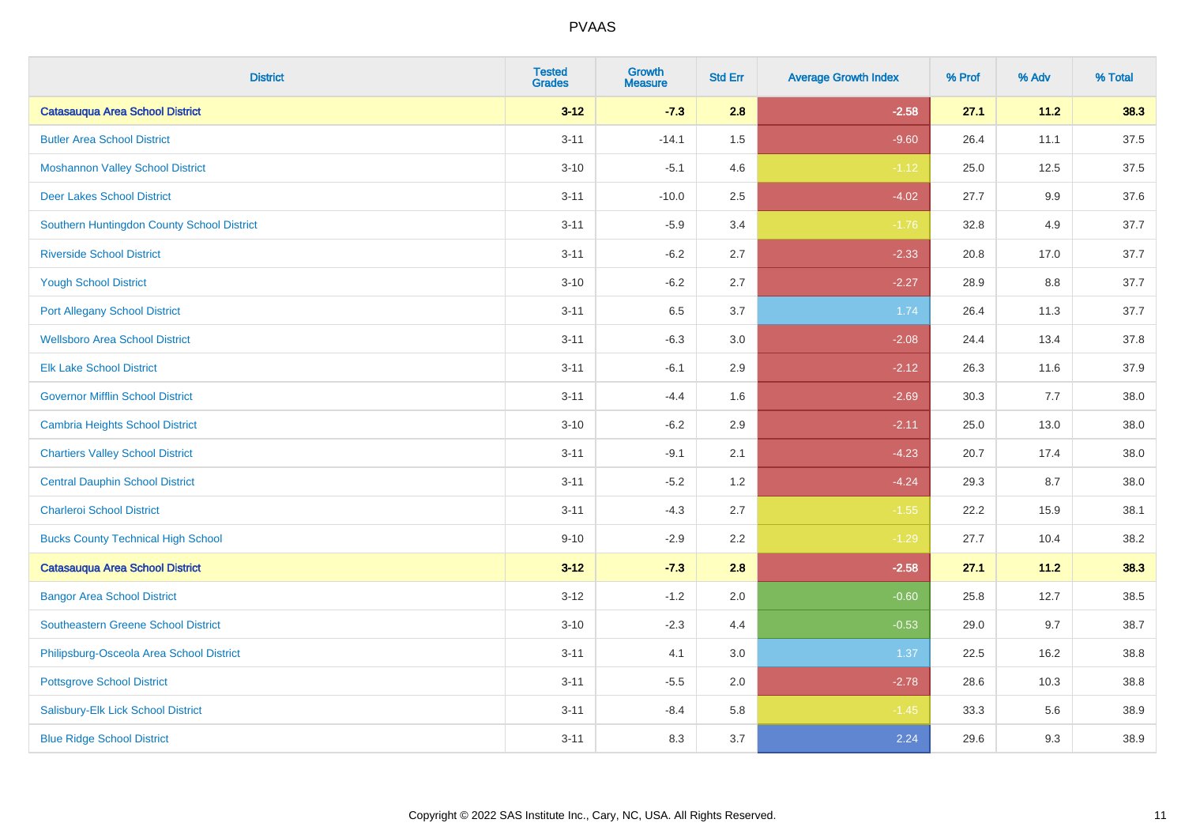| District | Tested Grades | Growth Measure | Std Err | Average Growth Index | % Prof | % Adv | % Total |
|---|---|---|---|---|---|---|---|
| **Catasauqua Area School District** | **3-12** | **-7.3** | **2.8** | **-2.58** | **27.1** | **11.2** | **38.3** |
| Butler Area School District | 3-11 | -14.1 | 1.5 | -9.60 | 26.4 | 11.1 | 37.5 |
| Moshannon Valley School District | 3-10 | -5.1 | 4.6 | -1.12 | 25.0 | 12.5 | 37.5 |
| Deer Lakes School District | 3-11 | -10.0 | 2.5 | -4.02 | 27.7 | 9.9 | 37.6 |
| Southern Huntingdon County School District | 3-11 | -5.9 | 3.4 | -1.76 | 32.8 | 4.9 | 37.7 |
| Riverside School District | 3-11 | -6.2 | 2.7 | -2.33 | 20.8 | 17.0 | 37.7 |
| Yough School District | 3-10 | -6.2 | 2.7 | -2.27 | 28.9 | 8.8 | 37.7 |
| Port Allegany School District | 3-11 | 6.5 | 3.7 | 1.74 | 26.4 | 11.3 | 37.7 |
| Wellsboro Area School District | 3-11 | -6.3 | 3.0 | -2.08 | 24.4 | 13.4 | 37.8 |
| Elk Lake School District | 3-11 | -6.1 | 2.9 | -2.12 | 26.3 | 11.6 | 37.9 |
| Governor Mifflin School District | 3-11 | -4.4 | 1.6 | -2.69 | 30.3 | 7.7 | 38.0 |
| Cambria Heights School District | 3-10 | -6.2 | 2.9 | -2.11 | 25.0 | 13.0 | 38.0 |
| Chartiers Valley School District | 3-11 | -9.1 | 2.1 | -4.23 | 20.7 | 17.4 | 38.0 |
| Central Dauphin School District | 3-11 | -5.2 | 1.2 | -4.24 | 29.3 | 8.7 | 38.0 |
| Charleroi School District | 3-11 | -4.3 | 2.7 | -1.55 | 22.2 | 15.9 | 38.1 |
| Bucks County Technical High School | 9-10 | -2.9 | 2.2 | -1.29 | 27.7 | 10.4 | 38.2 |
| **Catasauqua Area School District** | **3-12** | **-7.3** | **2.8** | **-2.58** | **27.1** | **11.2** | **38.3** |
| Bangor Area School District | 3-12 | -1.2 | 2.0 | -0.60 | 25.8 | 12.7 | 38.5 |
| Southeastern Greene School District | 3-10 | -2.3 | 4.4 | -0.53 | 29.0 | 9.7 | 38.7 |
| Philipsburg-Osceola Area School District | 3-11 | 4.1 | 3.0 | 1.37 | 22.5 | 16.2 | 38.8 |
| Pottsgrove School District | 3-11 | -5.5 | 2.0 | -2.78 | 28.6 | 10.3 | 38.8 |
| Salisbury-Elk Lick School District | 3-11 | -8.4 | 5.8 | -1.45 | 33.3 | 5.6 | 38.9 |
| Blue Ridge School District | 3-11 | 8.3 | 3.7 | 2.24 | 29.6 | 9.3 | 38.9 |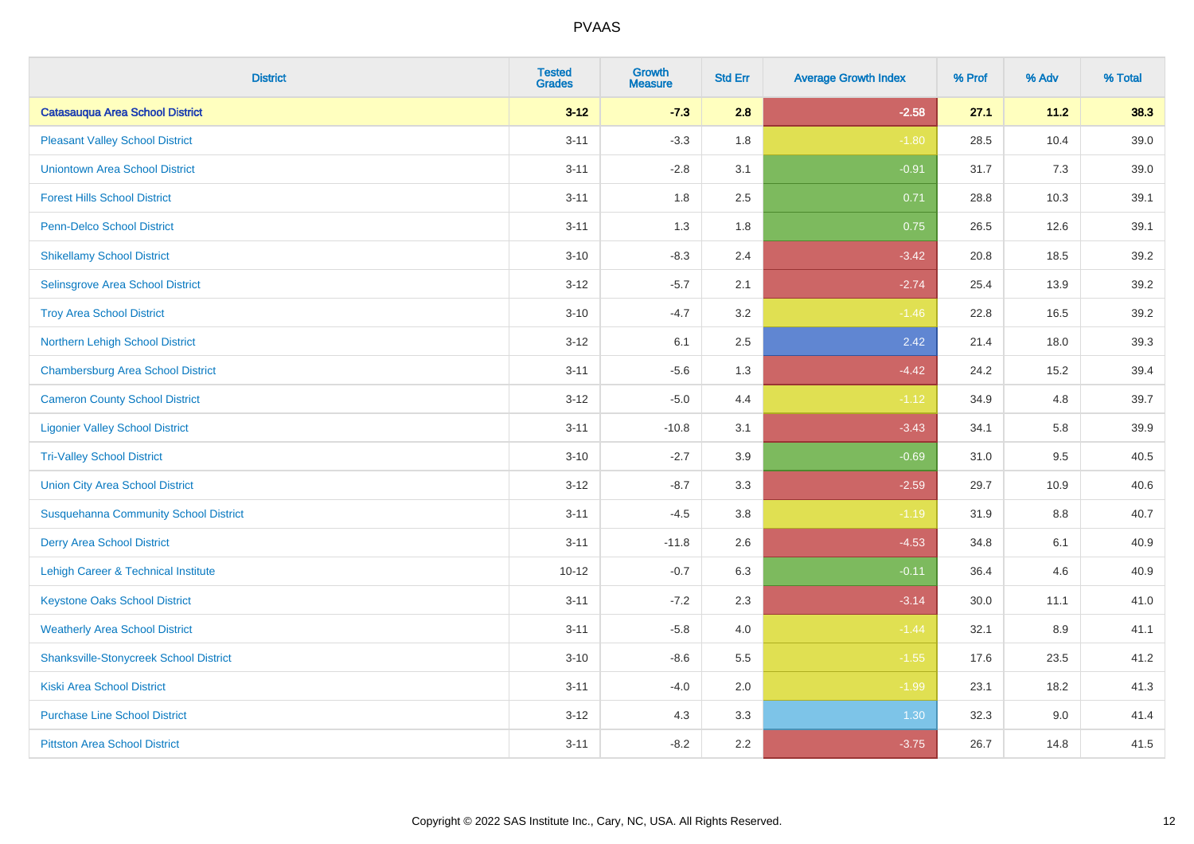# PVAAS

| District | Tested Grades | Growth Measure | Std Err | Average Growth Index | % Prof | % Adv | % Total |
|---|---|---|---|---|---|---|---|
| **Catasauqua Area School District** | **3-12** | **-7.3** | **2.8** | **-2.58** | **27.1** | **11.2** | **38.3** |
| Pleasant Valley School District | 3-11 | -3.3 | 1.8 | -1.80 | 28.5 | 10.4 | 39.0 |
| Uniontown Area School District | 3-11 | -2.8 | 3.1 | -0.91 | 31.7 | 7.3 | 39.0 |
| Forest Hills School District | 3-11 | 1.8 | 2.5 | 0.71 | 28.8 | 10.3 | 39.1 |
| Penn-Delco School District | 3-11 | 1.3 | 1.8 | 0.75 | 26.5 | 12.6 | 39.1 |
| Shikellamy School District | 3-10 | -8.3 | 2.4 | -3.42 | 20.8 | 18.5 | 39.2 |
| Selinsgrove Area School District | 3-12 | -5.7 | 2.1 | -2.74 | 25.4 | 13.9 | 39.2 |
| Troy Area School District | 3-10 | -4.7 | 3.2 | -1.46 | 22.8 | 16.5 | 39.2 |
| Northern Lehigh School District | 3-12 | 6.1 | 2.5 | 2.42 | 21.4 | 18.0 | 39.3 |
| Chambersburg Area School District | 3-11 | -5.6 | 1.3 | -4.42 | 24.2 | 15.2 | 39.4 |
| Cameron County School District | 3-12 | -5.0 | 4.4 | -1.12 | 34.9 | 4.8 | 39.7 |
| Ligonier Valley School District | 3-11 | -10.8 | 3.1 | -3.43 | 34.1 | 5.8 | 39.9 |
| Tri-Valley School District | 3-10 | -2.7 | 3.9 | -0.69 | 31.0 | 9.5 | 40.5 |
| Union City Area School District | 3-12 | -8.7 | 3.3 | -2.59 | 29.7 | 10.9 | 40.6 |
| Susquehanna Community School District | 3-11 | -4.5 | 3.8 | -1.19 | 31.9 | 8.8 | 40.7 |
| Derry Area School District | 3-11 | -11.8 | 2.6 | -4.53 | 34.8 | 6.1 | 40.9 |
| Lehigh Career & Technical Institute | 10-12 | -0.7 | 6.3 | -0.11 | 36.4 | 4.6 | 40.9 |
| Keystone Oaks School District | 3-11 | -7.2 | 2.3 | -3.14 | 30.0 | 11.1 | 41.0 |
| Weatherly Area School District | 3-11 | -5.8 | 4.0 | -1.44 | 32.1 | 8.9 | 41.1 |
| Shanksville-Stonycreek School District | 3-10 | -8.6 | 5.5 | -1.55 | 17.6 | 23.5 | 41.2 |
| Kiski Area School District | 3-11 | -4.0 | 2.0 | -1.99 | 23.1 | 18.2 | 41.3 |
| Purchase Line School District | 3-12 | 4.3 | 3.3 | 1.30 | 32.3 | 9.0 | 41.4 |
| Pittston Area School District | 3-11 | -8.2 | 2.2 | -3.75 | 26.7 | 14.8 | 41.5 |

Copyright © 2022 SAS Institute Inc., Cary, NC, USA. All Rights Reserved.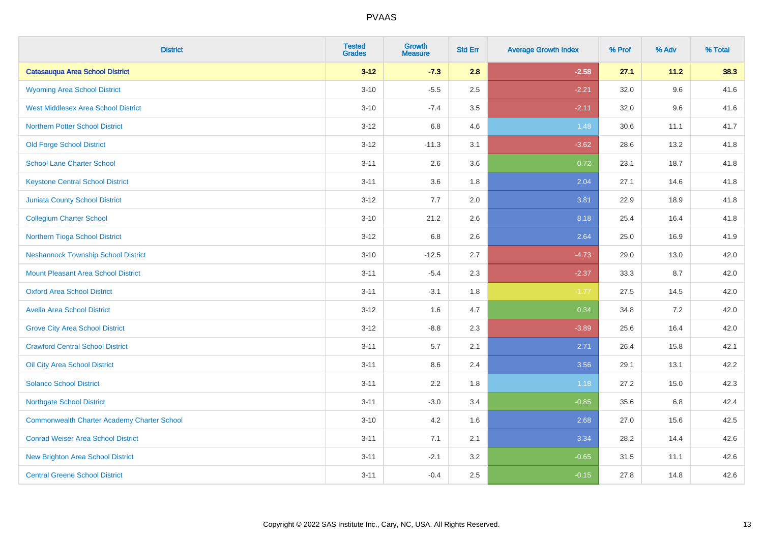# PVAAS

| District | Tested Grades | Growth Measure | Std Err | Average Growth Index | % Prof | % Adv | % Total |
|---|---|---|---|---|---|---|---|
| **Catasauqua Area School District** | **3-12** | **-7.3** | **2.8** | **-2.58** | **27.1** | **11.2** | **38.3** |
| Wyoming Area School District | 3-10 | -5.5 | 2.5 | -2.21 | 32.0 | 9.6 | 41.6 |
| West Middlesex Area School District | 3-10 | -7.4 | 3.5 | -2.11 | 32.0 | 9.6 | 41.6 |
| Northern Potter School District | 3-12 | 6.8 | 4.6 | 1.48 | 30.6 | 11.1 | 41.7 |
| Old Forge School District | 3-12 | -11.3 | 3.1 | -3.62 | 28.6 | 13.2 | 41.8 |
| School Lane Charter School | 3-11 | 2.6 | 3.6 | 0.72 | 23.1 | 18.7 | 41.8 |
| Keystone Central School District | 3-11 | 3.6 | 1.8 | 2.04 | 27.1 | 14.6 | 41.8 |
| Juniata County School District | 3-12 | 7.7 | 2.0 | 3.81 | 22.9 | 18.9 | 41.8 |
| Collegium Charter School | 3-10 | 21.2 | 2.6 | 8.18 | 25.4 | 16.4 | 41.8 |
| Northern Tioga School District | 3-12 | 6.8 | 2.6 | 2.64 | 25.0 | 16.9 | 41.9 |
| Neshannock Township School District | 3-10 | -12.5 | 2.7 | -4.73 | 29.0 | 13.0 | 42.0 |
| Mount Pleasant Area School District | 3-11 | -5.4 | 2.3 | -2.37 | 33.3 | 8.7 | 42.0 |
| Oxford Area School District | 3-11 | -3.1 | 1.8 | -1.77 | 27.5 | 14.5 | 42.0 |
| Avella Area School District | 3-12 | 1.6 | 4.7 | 0.34 | 34.8 | 7.2 | 42.0 |
| Grove City Area School District | 3-12 | -8.8 | 2.3 | -3.89 | 25.6 | 16.4 | 42.0 |
| Crawford Central School District | 3-11 | 5.7 | 2.1 | 2.71 | 26.4 | 15.8 | 42.1 |
| Oil City Area School District | 3-11 | 8.6 | 2.4 | 3.56 | 29.1 | 13.1 | 42.2 |
| Solanco School District | 3-11 | 2.2 | 1.8 | 1.18 | 27.2 | 15.0 | 42.3 |
| Northgate School District | 3-11 | -3.0 | 3.4 | -0.85 | 35.6 | 6.8 | 42.4 |
| Commonwealth Charter Academy Charter School | 3-10 | 4.2 | 1.6 | 2.68 | 27.0 | 15.6 | 42.5 |
| Conrad Weiser Area School District | 3-11 | 7.1 | 2.1 | 3.34 | 28.2 | 14.4 | 42.6 |
| New Brighton Area School District | 3-11 | -2.1 | 3.2 | -0.65 | 31.5 | 11.1 | 42.6 |
| Central Greene School District | 3-11 | -0.4 | 2.5 | -0.15 | 27.8 | 14.8 | 42.6 |

Copyright © 2022 SAS Institute Inc., Cary, NC, USA. All Rights Reserved.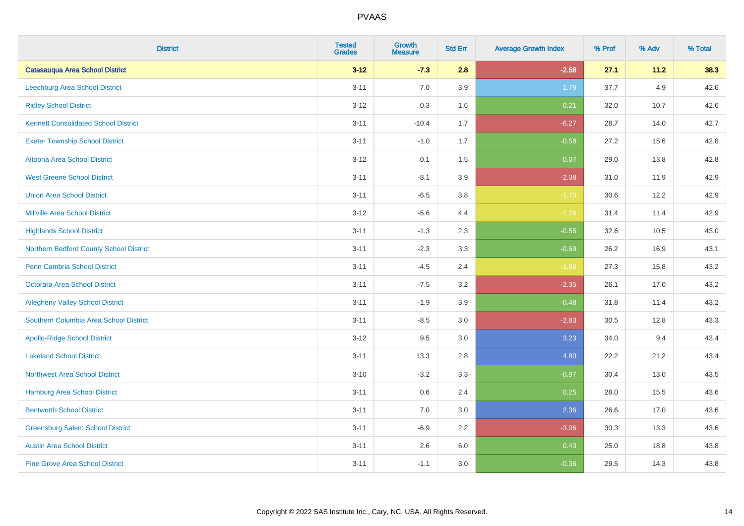# PVAAS

| District | Tested Grades | Growth Measure | Std Err | Average Growth Index | % Prof | % Adv | % Total |
|---|---|---|---|---|---|---|---|
| **Catasauqua Area School District** | **3-12** | **-7.3** | **2.8** | **-2.58** | **27.1** | **11.2** | **38.3** |
| Leechburg Area School District | 3-11 | 7.0 | 3.9 | 1.79 | 37.7 | 4.9 | 42.6 |
| Ridley School District | 3-12 | 0.3 | 1.6 | 0.21 | 32.0 | 10.7 | 42.6 |
| Kennett Consolidated School District | 3-11 | -10.4 | 1.7 | -6.27 | 28.7 | 14.0 | 42.7 |
| Exeter Township School District | 3-11 | -1.0 | 1.7 | -0.58 | 27.2 | 15.6 | 42.8 |
| Altoona Area School District | 3-12 | 0.1 | 1.5 | 0.07 | 29.0 | 13.8 | 42.8 |
| West Greene School District | 3-11 | -8.1 | 3.9 | -2.08 | 31.0 | 11.9 | 42.9 |
| Union Area School District | 3-11 | -6.5 | 3.8 | -1.70 | 30.6 | 12.2 | 42.9 |
| Millville Area School District | 3-12 | -5.6 | 4.4 | -1.26 | 31.4 | 11.4 | 42.9 |
| Highlands School District | 3-11 | -1.3 | 2.3 | -0.55 | 32.6 | 10.5 | 43.0 |
| Northern Bedford County School District | 3-11 | -2.3 | 3.3 | -0.69 | 26.2 | 16.9 | 43.1 |
| Penn Cambria School District | 3-11 | -4.5 | 2.4 | -1.86 | 27.3 | 15.8 | 43.2 |
| Octorara Area School District | 3-11 | -7.5 | 3.2 | -2.35 | 26.1 | 17.0 | 43.2 |
| Allegheny Valley School District | 3-11 | -1.9 | 3.9 | -0.48 | 31.8 | 11.4 | 43.2 |
| Southern Columbia Area School District | 3-11 | -8.5 | 3.0 | -2.83 | 30.5 | 12.8 | 43.3 |
| Apollo-Ridge School District | 3-12 | 9.5 | 3.0 | 3.23 | 34.0 | 9.4 | 43.4 |
| Lakeland School District | 3-11 | 13.3 | 2.8 | 4.80 | 22.2 | 21.2 | 43.4 |
| Northwest Area School District | 3-10 | -3.2 | 3.3 | -0.97 | 30.4 | 13.0 | 43.5 |
| Hamburg Area School District | 3-11 | 0.6 | 2.4 | 0.25 | 28.0 | 15.5 | 43.6 |
| Bentworth School District | 3-11 | 7.0 | 3.0 | 2.36 | 26.6 | 17.0 | 43.6 |
| Greensburg Salem School District | 3-11 | -6.9 | 2.2 | -3.06 | 30.3 | 13.3 | 43.6 |
| Austin Area School District | 3-11 | 2.6 | 6.0 | 0.43 | 25.0 | 18.8 | 43.8 |
| Pine Grove Area School District | 3-11 | -1.1 | 3.0 | -0.36 | 29.5 | 14.3 | 43.8 |

Copyright © 2022 SAS Institute Inc., Cary, NC, USA. All Rights Reserved.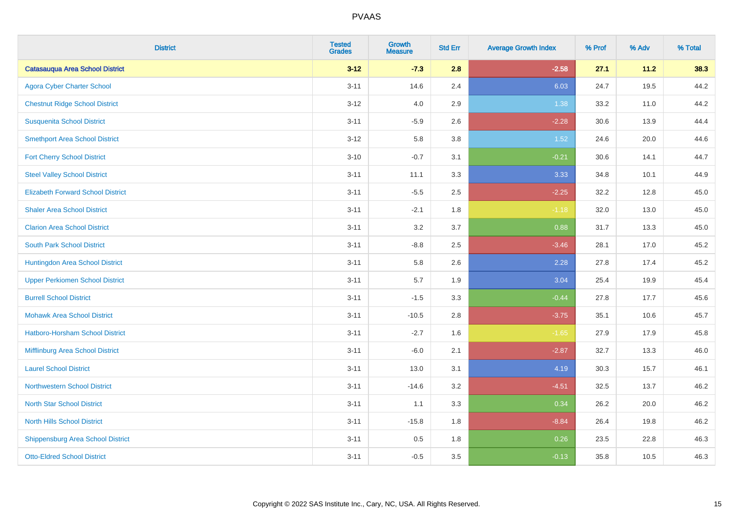# PVAAS

| District | Tested Grades | Growth Measure | Std Err | Average Growth Index | % Prof | % Adv | % Total |
|---|---|---|---|---|---|---|---|
| **Catasauqua Area School District** | **3-12** | **-7.3** | **2.8** | **-2.58** | **27.1** | **11.2** | **38.3** |
| Agora Cyber Charter School | 3-11 | 14.6 | 2.4 | 6.03 | 24.7 | 19.5 | 44.2 |
| Chestnut Ridge School District | 3-12 | 4.0 | 2.9 | 1.38 | 33.2 | 11.0 | 44.2 |
| Susquenita School District | 3-11 | -5.9 | 2.6 | -2.28 | 30.6 | 13.9 | 44.4 |
| Smethport Area School District | 3-12 | 5.8 | 3.8 | 1.52 | 24.6 | 20.0 | 44.6 |
| Fort Cherry School District | 3-10 | -0.7 | 3.1 | -0.21 | 30.6 | 14.1 | 44.7 |
| Steel Valley School District | 3-11 | 11.1 | 3.3 | 3.33 | 34.8 | 10.1 | 44.9 |
| Elizabeth Forward School District | 3-11 | -5.5 | 2.5 | -2.25 | 32.2 | 12.8 | 45.0 |
| Shaler Area School District | 3-11 | -2.1 | 1.8 | -1.18 | 32.0 | 13.0 | 45.0 |
| Clarion Area School District | 3-11 | 3.2 | 3.7 | 0.88 | 31.7 | 13.3 | 45.0 |
| South Park School District | 3-11 | -8.8 | 2.5 | -3.46 | 28.1 | 17.0 | 45.2 |
| Huntingdon Area School District | 3-11 | 5.8 | 2.6 | 2.28 | 27.8 | 17.4 | 45.2 |
| Upper Perkiomen School District | 3-11 | 5.7 | 1.9 | 3.04 | 25.4 | 19.9 | 45.4 |
| Burrell School District | 3-11 | -1.5 | 3.3 | -0.44 | 27.8 | 17.7 | 45.6 |
| Mohawk Area School District | 3-11 | -10.5 | 2.8 | -3.75 | 35.1 | 10.6 | 45.7 |
| Hatboro-Horsham School District | 3-11 | -2.7 | 1.6 | -1.65 | 27.9 | 17.9 | 45.8 |
| Mifflinburg Area School District | 3-11 | -6.0 | 2.1 | -2.87 | 32.7 | 13.3 | 46.0 |
| Laurel School District | 3-11 | 13.0 | 3.1 | 4.19 | 30.3 | 15.7 | 46.1 |
| Northwestern School District | 3-11 | -14.6 | 3.2 | -4.51 | 32.5 | 13.7 | 46.2 |
| North Star School District | 3-11 | 1.1 | 3.3 | 0.34 | 26.2 | 20.0 | 46.2 |
| North Hills School District | 3-11 | -15.8 | 1.8 | -8.84 | 26.4 | 19.8 | 46.2 |
| Shippensburg Area School District | 3-11 | 0.5 | 1.8 | 0.26 | 23.5 | 22.8 | 46.3 |
| Otto-Eldred School District | 3-11 | -0.5 | 3.5 | -0.13 | 35.8 | 10.5 | 46.3 |

Copyright © 2022 SAS Institute Inc., Cary, NC, USA. All Rights Reserved.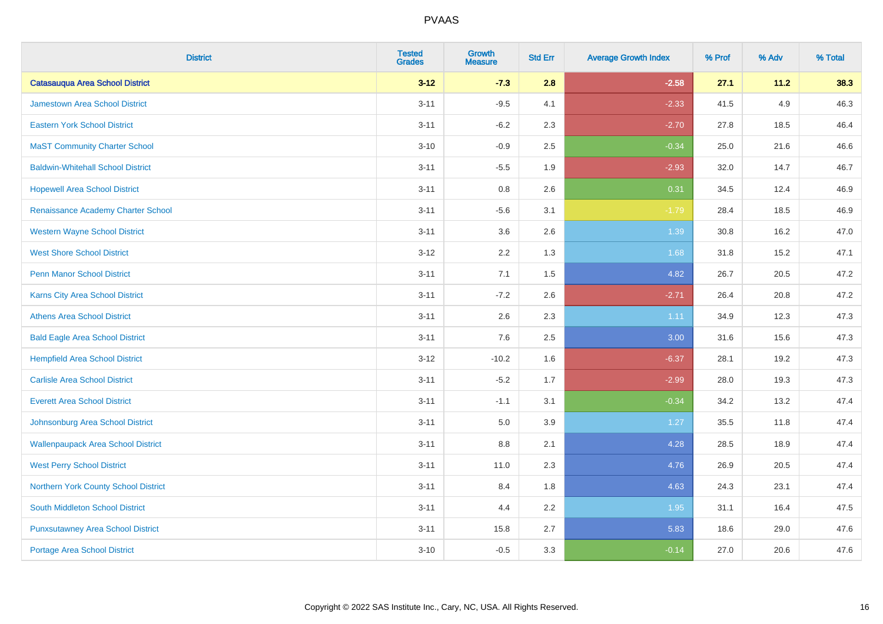# PVAAS

| District | Tested Grades | Growth Measure | Std Err | Average Growth Index | % Prof | % Adv | % Total |
|---|---|---|---|---|---|---|---|
| **Catasauqua Area School District** | **3-12** | **-7.3** | **2.8** | **-2.58** | **27.1** | **11.2** | **38.3** |
| Jamestown Area School District | 3-11 | -9.5 | 4.1 | -2.33 | 41.5 | 4.9 | 46.3 |
| Eastern York School District | 3-11 | -6.2 | 2.3 | -2.70 | 27.8 | 18.5 | 46.4 |
| MaST Community Charter School | 3-10 | -0.9 | 2.5 | -0.34 | 25.0 | 21.6 | 46.6 |
| Baldwin-Whitehall School District | 3-11 | -5.5 | 1.9 | -2.93 | 32.0 | 14.7 | 46.7 |
| Hopewell Area School District | 3-11 | 0.8 | 2.6 | 0.31 | 34.5 | 12.4 | 46.9 |
| Renaissance Academy Charter School | 3-11 | -5.6 | 3.1 | -1.79 | 28.4 | 18.5 | 46.9 |
| Western Wayne School District | 3-11 | 3.6 | 2.6 | 1.39 | 30.8 | 16.2 | 47.0 |
| West Shore School District | 3-12 | 2.2 | 1.3 | 1.68 | 31.8 | 15.2 | 47.1 |
| Penn Manor School District | 3-11 | 7.1 | 1.5 | 4.82 | 26.7 | 20.5 | 47.2 |
| Karns City Area School District | 3-11 | -7.2 | 2.6 | -2.71 | 26.4 | 20.8 | 47.2 |
| Athens Area School District | 3-11 | 2.6 | 2.3 | 1.11 | 34.9 | 12.3 | 47.3 |
| Bald Eagle Area School District | 3-11 | 7.6 | 2.5 | 3.00 | 31.6 | 15.6 | 47.3 |
| Hempfield Area School District | 3-12 | -10.2 | 1.6 | -6.37 | 28.1 | 19.2 | 47.3 |
| Carlisle Area School District | 3-11 | -5.2 | 1.7 | -2.99 | 28.0 | 19.3 | 47.3 |
| Everett Area School District | 3-11 | -1.1 | 3.1 | -0.34 | 34.2 | 13.2 | 47.4 |
| Johnsonburg Area School District | 3-11 | 5.0 | 3.9 | 1.27 | 35.5 | 11.8 | 47.4 |
| Wallenpaupack Area School District | 3-11 | 8.8 | 2.1 | 4.28 | 28.5 | 18.9 | 47.4 |
| West Perry School District | 3-11 | 11.0 | 2.3 | 4.76 | 26.9 | 20.5 | 47.4 |
| Northern York County School District | 3-11 | 8.4 | 1.8 | 4.63 | 24.3 | 23.1 | 47.4 |
| South Middleton School District | 3-11 | 4.4 | 2.2 | 1.95 | 31.1 | 16.4 | 47.5 |
| Punxsutawney Area School District | 3-11 | 15.8 | 2.7 | 5.83 | 18.6 | 29.0 | 47.6 |
| Portage Area School District | 3-10 | -0.5 | 3.3 | -0.14 | 27.0 | 20.6 | 47.6 |

Copyright © 2022 SAS Institute Inc., Cary, NC, USA. All Rights Reserved.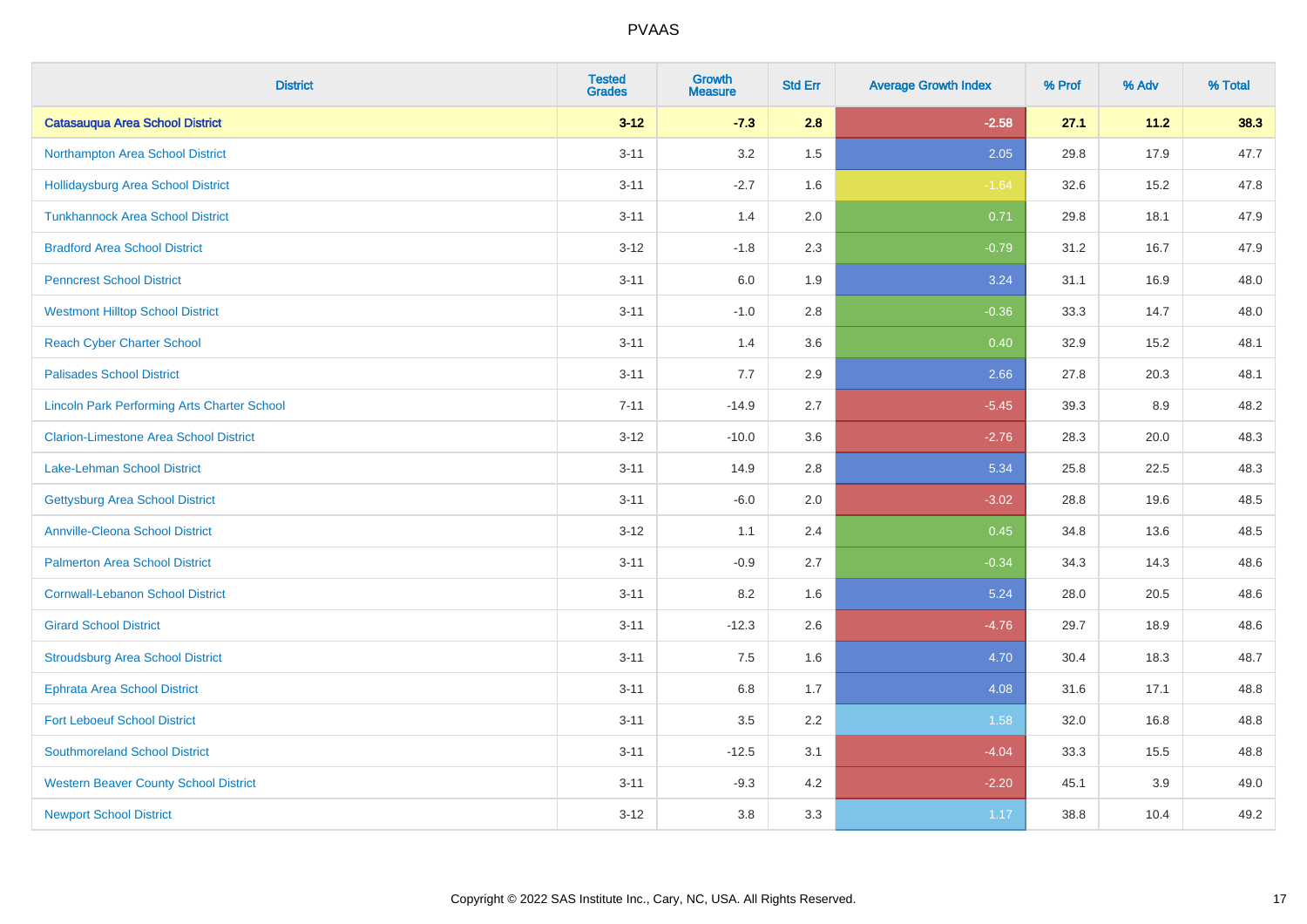PVAAS

| District | Tested Grades | Growth Measure | Std Err | Average Growth Index | % Prof | % Adv | % Total |
|---|---|---|---|---|---|---|---|
| **Catasauqua Area School District** | **3-12** | **-7.3** | **2.8** | **-2.58** | **27.1** | **11.2** | **38.3** |
| Northampton Area School District | 3-11 | 3.2 | 1.5 | 2.05 | 29.8 | 17.9 | 47.7 |
| Hollidaysburg Area School District | 3-11 | -2.7 | 1.6 | -1.64 | 32.6 | 15.2 | 47.8 |
| Tunkhannock Area School District | 3-11 | 1.4 | 2.0 | 0.71 | 29.8 | 18.1 | 47.9 |
| Bradford Area School District | 3-12 | -1.8 | 2.3 | -0.79 | 31.2 | 16.7 | 47.9 |
| Penncrest School District | 3-11 | 6.0 | 1.9 | 3.24 | 31.1 | 16.9 | 48.0 |
| Westmont Hilltop School District | 3-11 | -1.0 | 2.8 | -0.36 | 33.3 | 14.7 | 48.0 |
| Reach Cyber Charter School | 3-11 | 1.4 | 3.6 | 0.40 | 32.9 | 15.2 | 48.1 |
| Palisades School District | 3-11 | 7.7 | 2.9 | 2.66 | 27.8 | 20.3 | 48.1 |
| Lincoln Park Performing Arts Charter School | 7-11 | -14.9 | 2.7 | -5.45 | 39.3 | 8.9 | 48.2 |
| Clarion-Limestone Area School District | 3-12 | -10.0 | 3.6 | -2.76 | 28.3 | 20.0 | 48.3 |
| Lake-Lehman School District | 3-11 | 14.9 | 2.8 | 5.34 | 25.8 | 22.5 | 48.3 |
| Gettysburg Area School District | 3-11 | -6.0 | 2.0 | -3.02 | 28.8 | 19.6 | 48.5 |
| Annville-Cleona School District | 3-12 | 1.1 | 2.4 | 0.45 | 34.8 | 13.6 | 48.5 |
| Palmerton Area School District | 3-11 | -0.9 | 2.7 | -0.34 | 34.3 | 14.3 | 48.6 |
| Cornwall-Lebanon School District | 3-11 | 8.2 | 1.6 | 5.24 | 28.0 | 20.5 | 48.6 |
| Girard School District | 3-11 | -12.3 | 2.6 | -4.76 | 29.7 | 18.9 | 48.6 |
| Stroudsburg Area School District | 3-11 | 7.5 | 1.6 | 4.70 | 30.4 | 18.3 | 48.7 |
| Ephrata Area School District | 3-11 | 6.8 | 1.7 | 4.08 | 31.6 | 17.1 | 48.8 |
| Fort Leboeuf School District | 3-11 | 3.5 | 2.2 | 1.58 | 32.0 | 16.8 | 48.8 |
| Southmoreland School District | 3-11 | -12.5 | 3.1 | -4.04 | 33.3 | 15.5 | 48.8 |
| Western Beaver County School District | 3-11 | -9.3 | 4.2 | -2.20 | 45.1 | 3.9 | 49.0 |
| Newport School District | 3-12 | 3.8 | 3.3 | 1.17 | 38.8 | 10.4 | 49.2 |

Copyright © 2022 SAS Institute Inc., Cary, NC, USA. All Rights Reserved.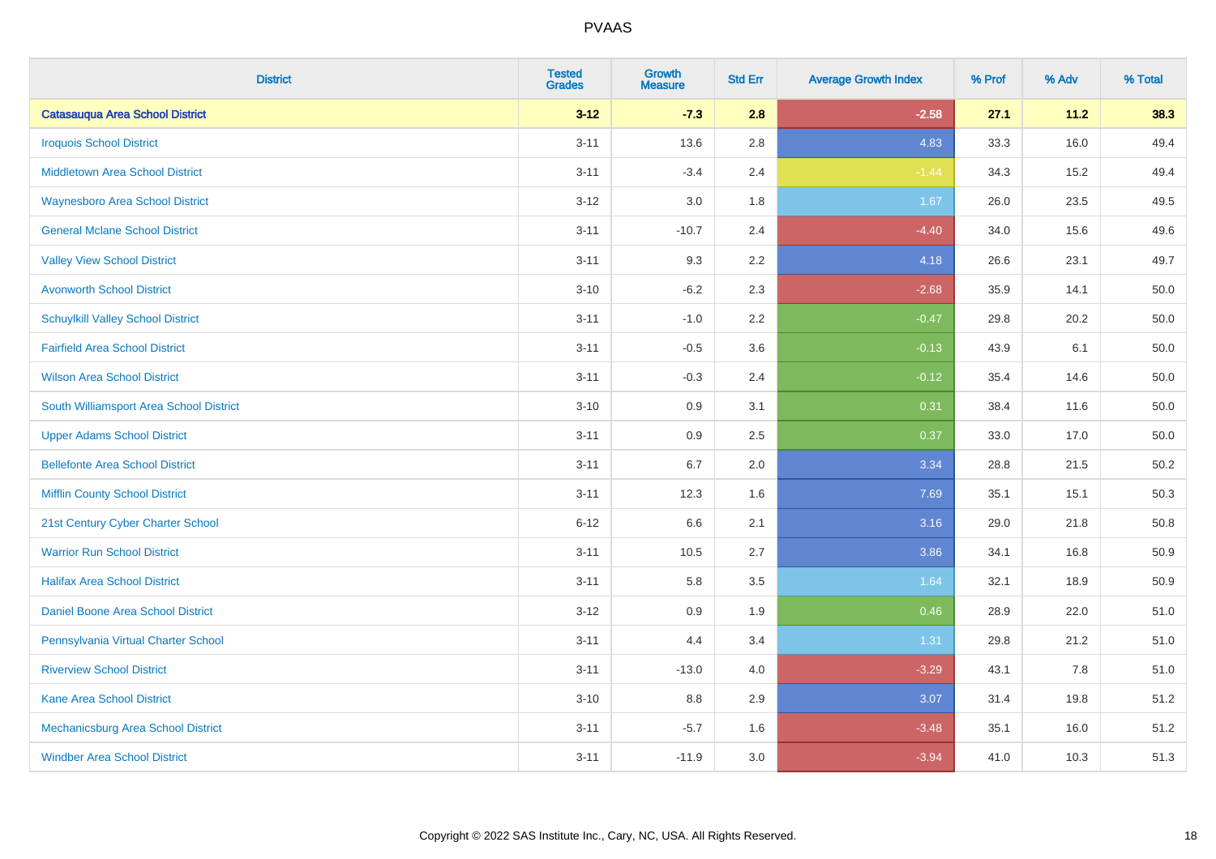| District | Tested Grades | Growth Measure | Std Err | Average Growth Index | % Prof | % Adv | % Total |
|---|---|---|---|---|---|---|---|
| **Catasauqua Area School District** | **3-12** | **-7.3** | **2.8** | **-2.58** | **27.1** | **11.2** | **38.3** |
| Iroquois School District | 3-11 | 13.6 | 2.8 | 4.83 | 33.3 | 16.0 | 49.4 |
| Middletown Area School District | 3-11 | -3.4 | 2.4 | -1.44 | 34.3 | 15.2 | 49.4 |
| Waynesboro Area School District | 3-12 | 3.0 | 1.8 | 1.67 | 26.0 | 23.5 | 49.5 |
| General Mclane School District | 3-11 | -10.7 | 2.4 | -4.40 | 34.0 | 15.6 | 49.6 |
| Valley View School District | 3-11 | 9.3 | 2.2 | 4.18 | 26.6 | 23.1 | 49.7 |
| Avonworth School District | 3-10 | -6.2 | 2.3 | -2.68 | 35.9 | 14.1 | 50.0 |
| Schuylkill Valley School District | 3-11 | -1.0 | 2.2 | -0.47 | 29.8 | 20.2 | 50.0 |
| Fairfield Area School District | 3-11 | -0.5 | 3.6 | -0.13 | 43.9 | 6.1 | 50.0 |
| Wilson Area School District | 3-11 | -0.3 | 2.4 | -0.12 | 35.4 | 14.6 | 50.0 |
| South Williamsport Area School District | 3-10 | 0.9 | 3.1 | 0.31 | 38.4 | 11.6 | 50.0 |
| Upper Adams School District | 3-11 | 0.9 | 2.5 | 0.37 | 33.0 | 17.0 | 50.0 |
| Bellefonte Area School District | 3-11 | 6.7 | 2.0 | 3.34 | 28.8 | 21.5 | 50.2 |
| Mifflin County School District | 3-11 | 12.3 | 1.6 | 7.69 | 35.1 | 15.1 | 50.3 |
| 21st Century Cyber Charter School | 6-12 | 6.6 | 2.1 | 3.16 | 29.0 | 21.8 | 50.8 |
| Warrior Run School District | 3-11 | 10.5 | 2.7 | 3.86 | 34.1 | 16.8 | 50.9 |
| Halifax Area School District | 3-11 | 5.8 | 3.5 | 1.64 | 32.1 | 18.9 | 50.9 |
| Daniel Boone Area School District | 3-12 | 0.9 | 1.9 | 0.46 | 28.9 | 22.0 | 51.0 |
| Pennsylvania Virtual Charter School | 3-11 | 4.4 | 3.4 | 1.31 | 29.8 | 21.2 | 51.0 |
| Riverview School District | 3-11 | -13.0 | 4.0 | -3.29 | 43.1 | 7.8 | 51.0 |
| Kane Area School District | 3-10 | 8.8 | 2.9 | 3.07 | 31.4 | 19.8 | 51.2 |
| Mechanicsburg Area School District | 3-11 | -5.7 | 1.6 | -3.48 | 35.1 | 16.0 | 51.2 |
| Windber Area School District | 3-11 | -11.9 | 3.0 | -3.94 | 41.0 | 10.3 | 51.3 |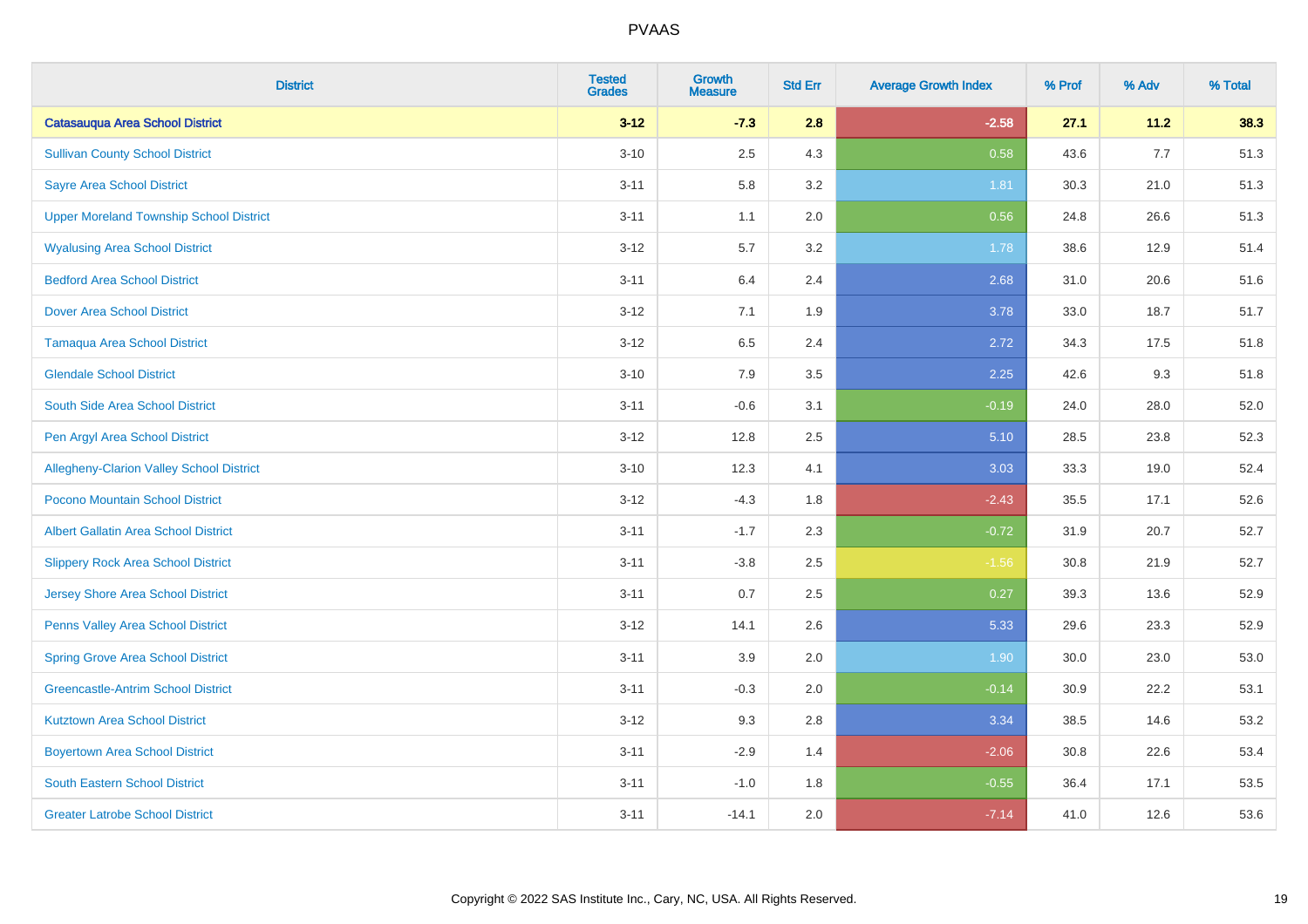# PVAAS

| District | Tested Grades | Growth Measure | Std Err | Average Growth Index | % Prof | % Adv | % Total |
|---|---|---|---|---|---|---|---|
| **Catasauqua Area School District** | **3-12** | **-7.3** | **2.8** | **-2.58** | **27.1** | **11.2** | **38.3** |
| Sullivan County School District | 3-10 | 2.5 | 4.3 | 0.58 | 43.6 | 7.7 | 51.3 |
| Sayre Area School District | 3-11 | 5.8 | 3.2 | 1.81 | 30.3 | 21.0 | 51.3 |
| Upper Moreland Township School District | 3-11 | 1.1 | 2.0 | 0.56 | 24.8 | 26.6 | 51.3 |
| Wyalusing Area School District | 3-12 | 5.7 | 3.2 | 1.78 | 38.6 | 12.9 | 51.4 |
| Bedford Area School District | 3-11 | 6.4 | 2.4 | 2.68 | 31.0 | 20.6 | 51.6 |
| Dover Area School District | 3-12 | 7.1 | 1.9 | 3.78 | 33.0 | 18.7 | 51.7 |
| Tamaqua Area School District | 3-12 | 6.5 | 2.4 | 2.72 | 34.3 | 17.5 | 51.8 |
| Glendale School District | 3-10 | 7.9 | 3.5 | 2.25 | 42.6 | 9.3 | 51.8 |
| South Side Area School District | 3-11 | -0.6 | 3.1 | -0.19 | 24.0 | 28.0 | 52.0 |
| Pen Argyl Area School District | 3-12 | 12.8 | 2.5 | 5.10 | 28.5 | 23.8 | 52.3 |
| Allegheny-Clarion Valley School District | 3-10 | 12.3 | 4.1 | 3.03 | 33.3 | 19.0 | 52.4 |
| Pocono Mountain School District | 3-12 | -4.3 | 1.8 | -2.43 | 35.5 | 17.1 | 52.6 |
| Albert Gallatin Area School District | 3-11 | -1.7 | 2.3 | -0.72 | 31.9 | 20.7 | 52.7 |
| Slippery Rock Area School District | 3-11 | -3.8 | 2.5 | -1.56 | 30.8 | 21.9 | 52.7 |
| Jersey Shore Area School District | 3-11 | 0.7 | 2.5 | 0.27 | 39.3 | 13.6 | 52.9 |
| Penns Valley Area School District | 3-12 | 14.1 | 2.6 | 5.33 | 29.6 | 23.3 | 52.9 |
| Spring Grove Area School District | 3-11 | 3.9 | 2.0 | 1.90 | 30.0 | 23.0 | 53.0 |
| Greencastle-Antrim School District | 3-11 | -0.3 | 2.0 | -0.14 | 30.9 | 22.2 | 53.1 |
| Kutztown Area School District | 3-12 | 9.3 | 2.8 | 3.34 | 38.5 | 14.6 | 53.2 |
| Boyertown Area School District | 3-11 | -2.9 | 1.4 | -2.06 | 30.8 | 22.6 | 53.4 |
| South Eastern School District | 3-11 | -1.0 | 1.8 | -0.55 | 36.4 | 17.1 | 53.5 |
| Greater Latrobe School District | 3-11 | -14.1 | 2.0 | -7.14 | 41.0 | 12.6 | 53.6 |

Copyright © 2022 SAS Institute Inc., Cary, NC, USA. All Rights Reserved.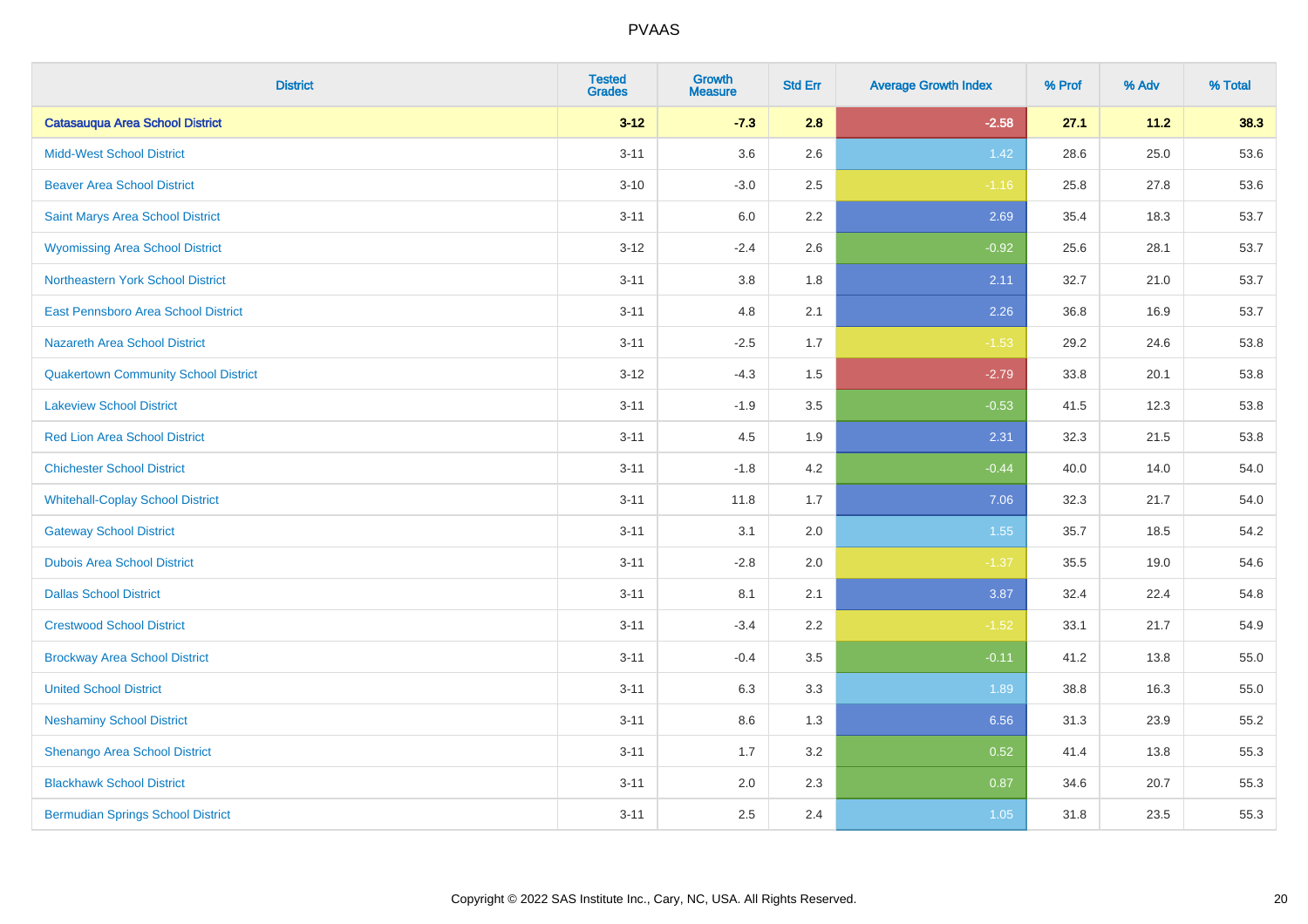# PVAAS

| District | Tested Grades | Growth Measure | Std Err | Average Growth Index | % Prof | % Adv | % Total |
|---|---|---|---|---|---|---|---|
| **Catasauqua Area School District** | **3-12** | **-7.3** | **2.8** | **-2.58** | **27.1** | **11.2** | **38.3** |
| Midd-West School District | 3-11 | 3.6 | 2.6 | 1.42 | 28.6 | 25.0 | 53.6 |
| Beaver Area School District | 3-10 | -3.0 | 2.5 | -1.16 | 25.8 | 27.8 | 53.6 |
| Saint Marys Area School District | 3-11 | 6.0 | 2.2 | 2.69 | 35.4 | 18.3 | 53.7 |
| Wyomissing Area School District | 3-12 | -2.4 | 2.6 | -0.92 | 25.6 | 28.1 | 53.7 |
| Northeastern York School District | 3-11 | 3.8 | 1.8 | 2.11 | 32.7 | 21.0 | 53.7 |
| East Pennsboro Area School District | 3-11 | 4.8 | 2.1 | 2.26 | 36.8 | 16.9 | 53.7 |
| Nazareth Area School District | 3-11 | -2.5 | 1.7 | -1.53 | 29.2 | 24.6 | 53.8 |
| Quakertown Community School District | 3-12 | -4.3 | 1.5 | -2.79 | 33.8 | 20.1 | 53.8 |
| Lakeview School District | 3-11 | -1.9 | 3.5 | -0.53 | 41.5 | 12.3 | 53.8 |
| Red Lion Area School District | 3-11 | 4.5 | 1.9 | 2.31 | 32.3 | 21.5 | 53.8 |
| Chichester School District | 3-11 | -1.8 | 4.2 | -0.44 | 40.0 | 14.0 | 54.0 |
| Whitehall-Coplay School District | 3-11 | 11.8 | 1.7 | 7.06 | 32.3 | 21.7 | 54.0 |
| Gateway School District | 3-11 | 3.1 | 2.0 | 1.55 | 35.7 | 18.5 | 54.2 |
| Dubois Area School District | 3-11 | -2.8 | 2.0 | -1.37 | 35.5 | 19.0 | 54.6 |
| Dallas School District | 3-11 | 8.1 | 2.1 | 3.87 | 32.4 | 22.4 | 54.8 |
| Crestwood School District | 3-11 | -3.4 | 2.2 | -1.52 | 33.1 | 21.7 | 54.9 |
| Brockway Area School District | 3-11 | -0.4 | 3.5 | -0.11 | 41.2 | 13.8 | 55.0 |
| United School District | 3-11 | 6.3 | 3.3 | 1.89 | 38.8 | 16.3 | 55.0 |
| Neshaminy School District | 3-11 | 8.6 | 1.3 | 6.56 | 31.3 | 23.9 | 55.2 |
| Shenango Area School District | 3-11 | 1.7 | 3.2 | 0.52 | 41.4 | 13.8 | 55.3 |
| Blackhawk School District | 3-11 | 2.0 | 2.3 | 0.87 | 34.6 | 20.7 | 55.3 |
| Bermudian Springs School District | 3-11 | 2.5 | 2.4 | 1.05 | 31.8 | 23.5 | 55.3 |

Copyright © 2022 SAS Institute Inc., Cary, NC, USA. All Rights Reserved.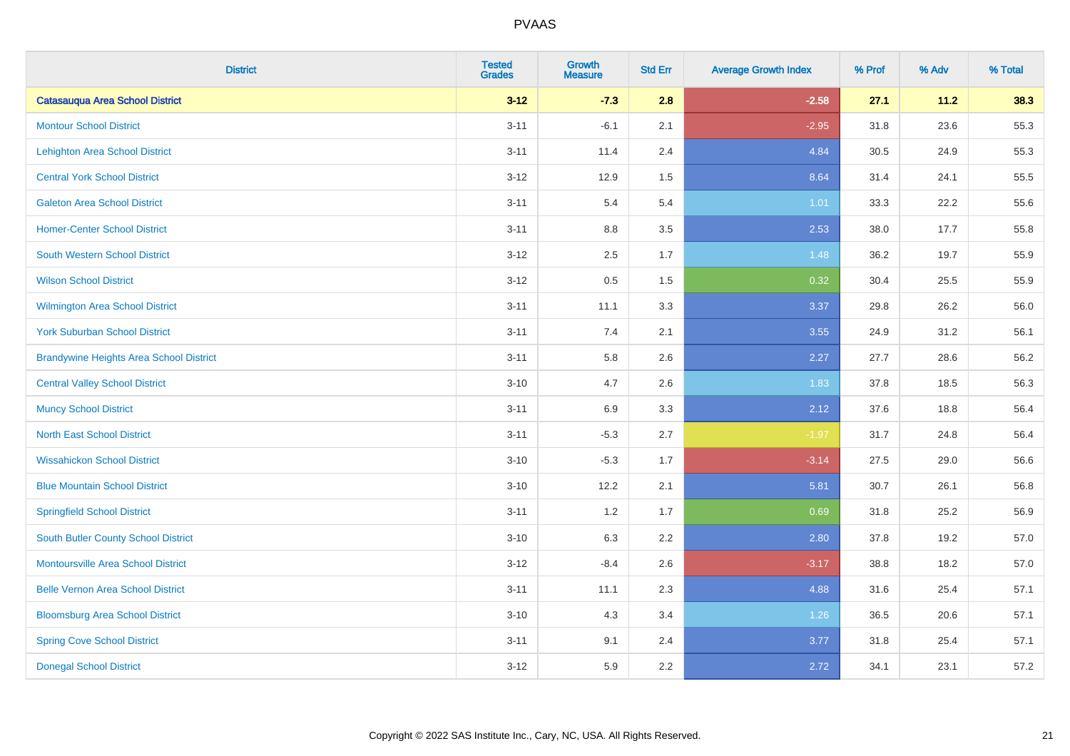# PVAAS

| District | Tested Grades | Growth Measure | Std Err | Average Growth Index | % Prof | % Adv | % Total |
|---|---|---|---|---|---|---|---|
| **Catasauqua Area School District** | **3-12** | **-7.3** | **2.8** | **-2.58** | **27.1** | **11.2** | **38.3** |
| Montour School District | 3-11 | -6.1 | 2.1 | -2.95 | 31.8 | 23.6 | 55.3 |
| Lehighton Area School District | 3-11 | 11.4 | 2.4 | 4.84 | 30.5 | 24.9 | 55.3 |
| Central York School District | 3-12 | 12.9 | 1.5 | 8.64 | 31.4 | 24.1 | 55.5 |
| Galeton Area School District | 3-11 | 5.4 | 5.4 | 1.01 | 33.3 | 22.2 | 55.6 |
| Homer-Center School District | 3-11 | 8.8 | 3.5 | 2.53 | 38.0 | 17.7 | 55.8 |
| South Western School District | 3-12 | 2.5 | 1.7 | 1.48 | 36.2 | 19.7 | 55.9 |
| Wilson School District | 3-12 | 0.5 | 1.5 | 0.32 | 30.4 | 25.5 | 55.9 |
| Wilmington Area School District | 3-11 | 11.1 | 3.3 | 3.37 | 29.8 | 26.2 | 56.0 |
| York Suburban School District | 3-11 | 7.4 | 2.1 | 3.55 | 24.9 | 31.2 | 56.1 |
| Brandywine Heights Area School District | 3-11 | 5.8 | 2.6 | 2.27 | 27.7 | 28.6 | 56.2 |
| Central Valley School District | 3-10 | 4.7 | 2.6 | 1.83 | 37.8 | 18.5 | 56.3 |
| Muncy School District | 3-11 | 6.9 | 3.3 | 2.12 | 37.6 | 18.8 | 56.4 |
| North East School District | 3-11 | -5.3 | 2.7 | -1.97 | 31.7 | 24.8 | 56.4 |
| Wissahickon School District | 3-10 | -5.3 | 1.7 | -3.14 | 27.5 | 29.0 | 56.6 |
| Blue Mountain School District | 3-10 | 12.2 | 2.1 | 5.81 | 30.7 | 26.1 | 56.8 |
| Springfield School District | 3-11 | 1.2 | 1.7 | 0.69 | 31.8 | 25.2 | 56.9 |
| South Butler County School District | 3-10 | 6.3 | 2.2 | 2.80 | 37.8 | 19.2 | 57.0 |
| Montoursville Area School District | 3-12 | -8.4 | 2.6 | -3.17 | 38.8 | 18.2 | 57.0 |
| Belle Vernon Area School District | 3-11 | 11.1 | 2.3 | 4.88 | 31.6 | 25.4 | 57.1 |
| Bloomsburg Area School District | 3-10 | 4.3 | 3.4 | 1.26 | 36.5 | 20.6 | 57.1 |
| Spring Cove School District | 3-11 | 9.1 | 2.4 | 3.77 | 31.8 | 25.4 | 57.1 |
| Donegal School District | 3-12 | 5.9 | 2.2 | 2.72 | 34.1 | 23.1 | 57.2 |

Copyright © 2022 SAS Institute Inc., Cary, NC, USA. All Rights Reserved.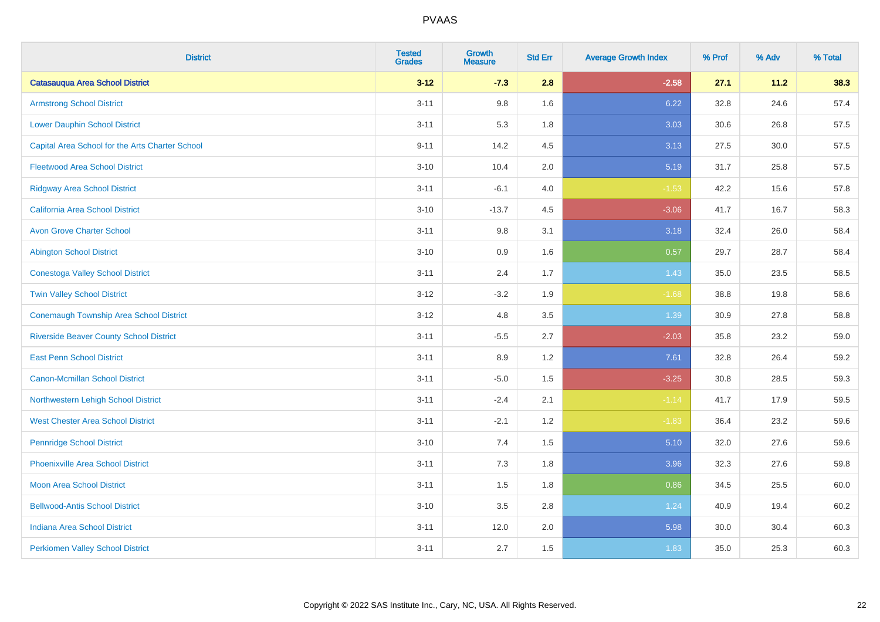# PVAAS

| District | Tested Grades | Growth Measure | Std Err | Average Growth Index | % Prof | % Adv | % Total |
|---|---|---|---|---|---|---|---|
| **Catasauqua Area School District** | **3-12** | **-7.3** | **2.8** | **-2.58** | **27.1** | **11.2** | **38.3** |
| Armstrong School District | 3-11 | 9.8 | 1.6 | 6.22 | 32.8 | 24.6 | 57.4 |
| Lower Dauphin School District | 3-11 | 5.3 | 1.8 | 3.03 | 30.6 | 26.8 | 57.5 |
| Capital Area School for the Arts Charter School | 9-11 | 14.2 | 4.5 | 3.13 | 27.5 | 30.0 | 57.5 |
| Fleetwood Area School District | 3-10 | 10.4 | 2.0 | 5.19 | 31.7 | 25.8 | 57.5 |
| Ridgway Area School District | 3-11 | -6.1 | 4.0 | -1.53 | 42.2 | 15.6 | 57.8 |
| California Area School District | 3-10 | -13.7 | 4.5 | -3.06 | 41.7 | 16.7 | 58.3 |
| Avon Grove Charter School | 3-11 | 9.8 | 3.1 | 3.18 | 32.4 | 26.0 | 58.4 |
| Abington School District | 3-10 | 0.9 | 1.6 | 0.57 | 29.7 | 28.7 | 58.4 |
| Conestoga Valley School District | 3-11 | 2.4 | 1.7 | 1.43 | 35.0 | 23.5 | 58.5 |
| Twin Valley School District | 3-12 | -3.2 | 1.9 | -1.68 | 38.8 | 19.8 | 58.6 |
| Conemaugh Township Area School District | 3-12 | 4.8 | 3.5 | 1.39 | 30.9 | 27.8 | 58.8 |
| Riverside Beaver County School District | 3-11 | -5.5 | 2.7 | -2.03 | 35.8 | 23.2 | 59.0 |
| East Penn School District | 3-11 | 8.9 | 1.2 | 7.61 | 32.8 | 26.4 | 59.2 |
| Canon-Mcmillan School District | 3-11 | -5.0 | 1.5 | -3.25 | 30.8 | 28.5 | 59.3 |
| Northwestern Lehigh School District | 3-11 | -2.4 | 2.1 | -1.14 | 41.7 | 17.9 | 59.5 |
| West Chester Area School District | 3-11 | -2.1 | 1.2 | -1.83 | 36.4 | 23.2 | 59.6 |
| Pennridge School District | 3-10 | 7.4 | 1.5 | 5.10 | 32.0 | 27.6 | 59.6 |
| Phoenixville Area School District | 3-11 | 7.3 | 1.8 | 3.96 | 32.3 | 27.6 | 59.8 |
| Moon Area School District | 3-11 | 1.5 | 1.8 | 0.86 | 34.5 | 25.5 | 60.0 |
| Bellwood-Antis School District | 3-10 | 3.5 | 2.8 | 1.24 | 40.9 | 19.4 | 60.2 |
| Indiana Area School District | 3-11 | 12.0 | 2.0 | 5.98 | 30.0 | 30.4 | 60.3 |
| Perkiomen Valley School District | 3-11 | 2.7 | 1.5 | 1.83 | 35.0 | 25.3 | 60.3 |

Copyright © 2022 SAS Institute Inc., Cary, NC, USA. All Rights Reserved.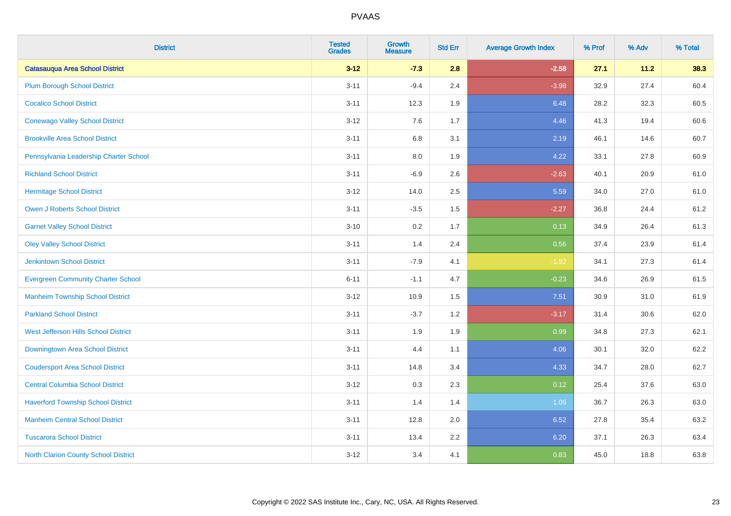| District | Tested Grades | Growth Measure | Std Err | Average Growth Index | % Prof | % Adv | % Total |
|---|---|---|---|---|---|---|---|
| **Catasauqua Area School District** | **3-12** | **-7.3** | **2.8** | **-2.58** | **27.1** | **11.2** | **38.3** |
| Plum Borough School District | 3-11 | -9.4 | 2.4 | -3.98 | 32.9 | 27.4 | 60.4 |
| Cocalico School District | 3-11 | 12.3 | 1.9 | 6.48 | 28.2 | 32.3 | 60.5 |
| Conewago Valley School District | 3-12 | 7.6 | 1.7 | 4.46 | 41.3 | 19.4 | 60.6 |
| Brookville Area School District | 3-11 | 6.8 | 3.1 | 2.19 | 46.1 | 14.6 | 60.7 |
| Pennsylvania Leadership Charter School | 3-11 | 8.0 | 1.9 | 4.22 | 33.1 | 27.8 | 60.9 |
| Richland School District | 3-11 | -6.9 | 2.6 | -2.63 | 40.1 | 20.9 | 61.0 |
| Hermitage School District | 3-12 | 14.0 | 2.5 | 5.59 | 34.0 | 27.0 | 61.0 |
| Owen J Roberts School District | 3-11 | -3.5 | 1.5 | -2.27 | 36.8 | 24.4 | 61.2 |
| Garnet Valley School District | 3-10 | 0.2 | 1.7 | 0.13 | 34.9 | 26.4 | 61.3 |
| Oley Valley School District | 3-11 | 1.4 | 2.4 | 0.56 | 37.4 | 23.9 | 61.4 |
| Jenkintown School District | 3-11 | -7.9 | 4.1 | -1.92 | 34.1 | 27.3 | 61.4 |
| Evergreen Community Charter School | 6-11 | -1.1 | 4.7 | -0.23 | 34.6 | 26.9 | 61.5 |
| Manheim Township School District | 3-12 | 10.9 | 1.5 | 7.51 | 30.9 | 31.0 | 61.9 |
| Parkland School District | 3-11 | -3.7 | 1.2 | -3.17 | 31.4 | 30.6 | 62.0 |
| West Jefferson Hills School District | 3-11 | 1.9 | 1.9 | 0.99 | 34.8 | 27.3 | 62.1 |
| Downingtown Area School District | 3-11 | 4.4 | 1.1 | 4.06 | 30.1 | 32.0 | 62.2 |
| Coudersport Area School District | 3-11 | 14.8 | 3.4 | 4.33 | 34.7 | 28.0 | 62.7 |
| Central Columbia School District | 3-12 | 0.3 | 2.3 | 0.12 | 25.4 | 37.6 | 63.0 |
| Haverford Township School District | 3-11 | 1.4 | 1.4 | 1.05 | 36.7 | 26.3 | 63.0 |
| Manheim Central School District | 3-11 | 12.8 | 2.0 | 6.52 | 27.8 | 35.4 | 63.2 |
| Tuscarora School District | 3-11 | 13.4 | 2.2 | 6.20 | 37.1 | 26.3 | 63.4 |
| North Clarion County School District | 3-12 | 3.4 | 4.1 | 0.83 | 45.0 | 18.8 | 63.8 |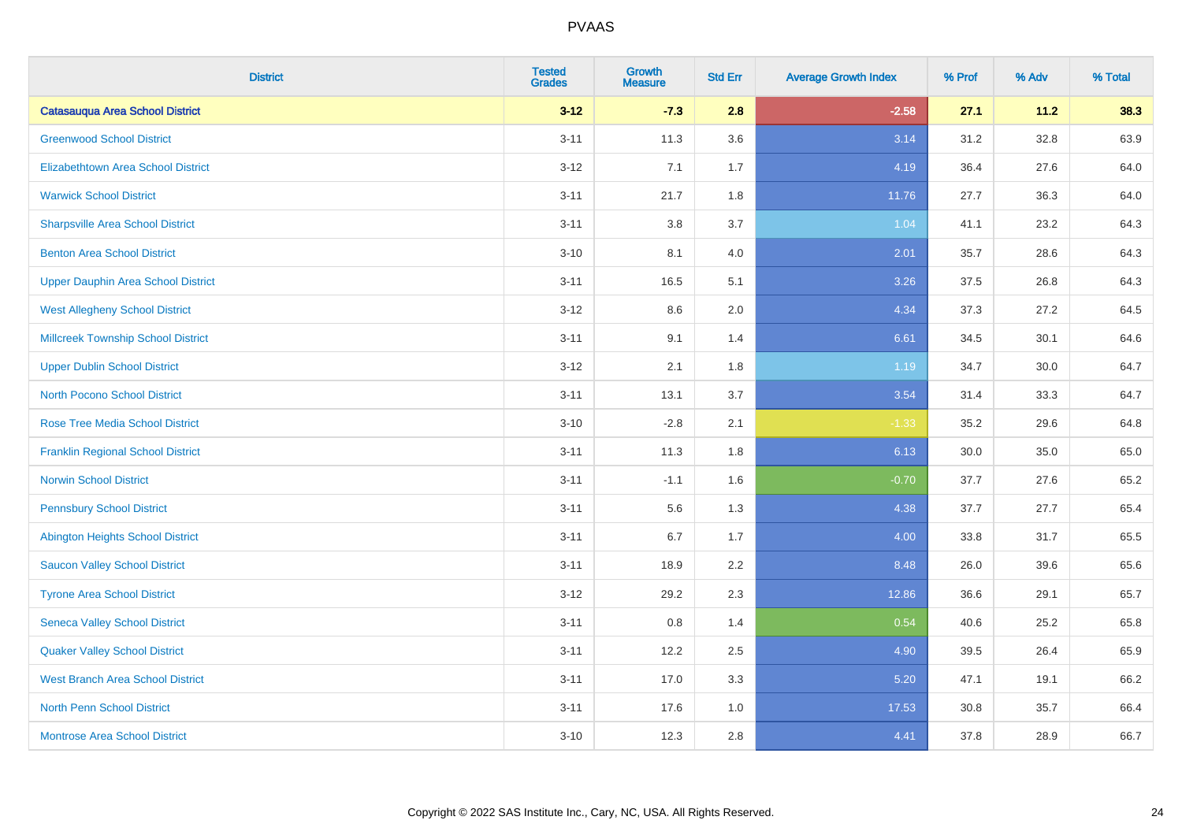| District | Tested Grades | Growth Measure | Std Err | Average Growth Index | % Prof | % Adv | % Total |
|---|---|---|---|---|---|---|---|
| **Catasauqua Area School District** | **3-12** | **-7.3** | **2.8** | **-2.58** | **27.1** | **11.2** | **38.3** |
| Greenwood School District | 3-11 | 11.3 | 3.6 | 3.14 | 31.2 | 32.8 | 63.9 |
| Elizabethtown Area School District | 3-12 | 7.1 | 1.7 | 4.19 | 36.4 | 27.6 | 64.0 |
| Warwick School District | 3-11 | 21.7 | 1.8 | 11.76 | 27.7 | 36.3 | 64.0 |
| Sharpsville Area School District | 3-11 | 3.8 | 3.7 | 1.04 | 41.1 | 23.2 | 64.3 |
| Benton Area School District | 3-10 | 8.1 | 4.0 | 2.01 | 35.7 | 28.6 | 64.3 |
| Upper Dauphin Area School District | 3-11 | 16.5 | 5.1 | 3.26 | 37.5 | 26.8 | 64.3 |
| West Allegheny School District | 3-12 | 8.6 | 2.0 | 4.34 | 37.3 | 27.2 | 64.5 |
| Millcreek Township School District | 3-11 | 9.1 | 1.4 | 6.61 | 34.5 | 30.1 | 64.6 |
| Upper Dublin School District | 3-12 | 2.1 | 1.8 | 1.19 | 34.7 | 30.0 | 64.7 |
| North Pocono School District | 3-11 | 13.1 | 3.7 | 3.54 | 31.4 | 33.3 | 64.7 |
| Rose Tree Media School District | 3-10 | -2.8 | 2.1 | -1.33 | 35.2 | 29.6 | 64.8 |
| Franklin Regional School District | 3-11 | 11.3 | 1.8 | 6.13 | 30.0 | 35.0 | 65.0 |
| Norwin School District | 3-11 | -1.1 | 1.6 | -0.70 | 37.7 | 27.6 | 65.2 |
| Pennsbury School District | 3-11 | 5.6 | 1.3 | 4.38 | 37.7 | 27.7 | 65.4 |
| Abington Heights School District | 3-11 | 6.7 | 1.7 | 4.00 | 33.8 | 31.7 | 65.5 |
| Saucon Valley School District | 3-11 | 18.9 | 2.2 | 8.48 | 26.0 | 39.6 | 65.6 |
| Tyrone Area School District | 3-12 | 29.2 | 2.3 | 12.86 | 36.6 | 29.1 | 65.7 |
| Seneca Valley School District | 3-11 | 0.8 | 1.4 | 0.54 | 40.6 | 25.2 | 65.8 |
| Quaker Valley School District | 3-11 | 12.2 | 2.5 | 4.90 | 39.5 | 26.4 | 65.9 |
| West Branch Area School District | 3-11 | 17.0 | 3.3 | 5.20 | 47.1 | 19.1 | 66.2 |
| North Penn School District | 3-11 | 17.6 | 1.0 | 17.53 | 30.8 | 35.7 | 66.4 |
| Montrose Area School District | 3-10 | 12.3 | 2.8 | 4.41 | 37.8 | 28.9 | 66.7 |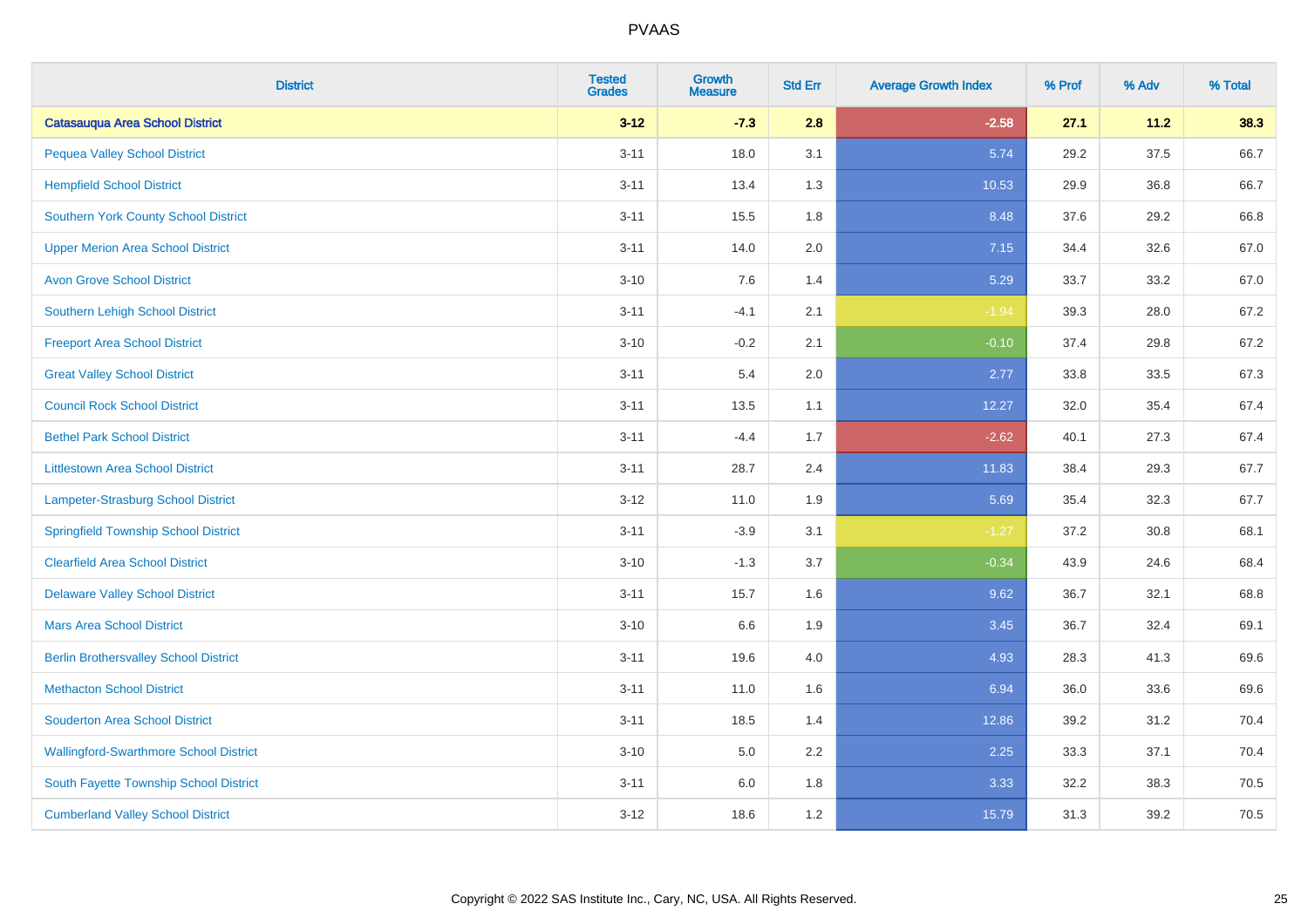# PVAAS

| District | Tested Grades | Growth Measure | Std Err | Average Growth Index | % Prof | % Adv | % Total |
|---|---|---|---|---|---|---|---|
| **Catasauqua Area School District** | **3-12** | **-7.3** | **2.8** | **-2.58** | **27.1** | **11.2** | **38.3** |
| Pequea Valley School District | 3-11 | 18.0 | 3.1 | 5.74 | 29.2 | 37.5 | 66.7 |
| Hempfield School District | 3-11 | 13.4 | 1.3 | 10.53 | 29.9 | 36.8 | 66.7 |
| Southern York County School District | 3-11 | 15.5 | 1.8 | 8.48 | 37.6 | 29.2 | 66.8 |
| Upper Merion Area School District | 3-11 | 14.0 | 2.0 | 7.15 | 34.4 | 32.6 | 67.0 |
| Avon Grove School District | 3-10 | 7.6 | 1.4 | 5.29 | 33.7 | 33.2 | 67.0 |
| Southern Lehigh School District | 3-11 | -4.1 | 2.1 | -1.94 | 39.3 | 28.0 | 67.2 |
| Freeport Area School District | 3-10 | -0.2 | 2.1 | -0.10 | 37.4 | 29.8 | 67.2 |
| Great Valley School District | 3-11 | 5.4 | 2.0 | 2.77 | 33.8 | 33.5 | 67.3 |
| Council Rock School District | 3-11 | 13.5 | 1.1 | 12.27 | 32.0 | 35.4 | 67.4 |
| Bethel Park School District | 3-11 | -4.4 | 1.7 | -2.62 | 40.1 | 27.3 | 67.4 |
| Littlestown Area School District | 3-11 | 28.7 | 2.4 | 11.83 | 38.4 | 29.3 | 67.7 |
| Lampeter-Strasburg School District | 3-12 | 11.0 | 1.9 | 5.69 | 35.4 | 32.3 | 67.7 |
| Springfield Township School District | 3-11 | -3.9 | 3.1 | -1.27 | 37.2 | 30.8 | 68.1 |
| Clearfield Area School District | 3-10 | -1.3 | 3.7 | -0.34 | 43.9 | 24.6 | 68.4 |
| Delaware Valley School District | 3-11 | 15.7 | 1.6 | 9.62 | 36.7 | 32.1 | 68.8 |
| Mars Area School District | 3-10 | 6.6 | 1.9 | 3.45 | 36.7 | 32.4 | 69.1 |
| Berlin Brothersvalley School District | 3-11 | 19.6 | 4.0 | 4.93 | 28.3 | 41.3 | 69.6 |
| Methacton School District | 3-11 | 11.0 | 1.6 | 6.94 | 36.0 | 33.6 | 69.6 |
| Souderton Area School District | 3-11 | 18.5 | 1.4 | 12.86 | 39.2 | 31.2 | 70.4 |
| Wallingford-Swarthmore School District | 3-10 | 5.0 | 2.2 | 2.25 | 33.3 | 37.1 | 70.4 |
| South Fayette Township School District | 3-11 | 6.0 | 1.8 | 3.33 | 32.2 | 38.3 | 70.5 |
| Cumberland Valley School District | 3-12 | 18.6 | 1.2 | 15.79 | 31.3 | 39.2 | 70.5 |

Copyright © 2022 SAS Institute Inc., Cary, NC, USA. All Rights Reserved.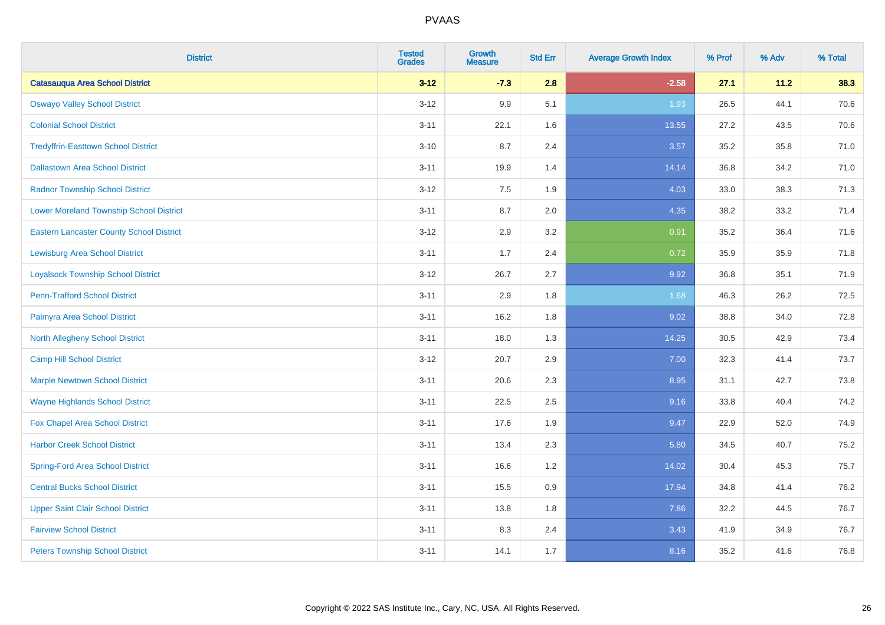# PVAAS

| District | Tested Grades | Growth Measure | Std Err | Average Growth Index | % Prof | % Adv | % Total |
|---|---|---|---|---|---|---|---|
| **Catasauqua Area School District** | **3-12** | **-7.3** | **2.8** | **-2.58** | **27.1** | **11.2** | **38.3** |
| Oswayo Valley School District | 3-12 | 9.9 | 5.1 | 1.93 | 26.5 | 44.1 | 70.6 |
| Colonial School District | 3-11 | 22.1 | 1.6 | 13.55 | 27.2 | 43.5 | 70.6 |
| Tredyffrin-Easttown School District | 3-10 | 8.7 | 2.4 | 3.57 | 35.2 | 35.8 | 71.0 |
| Dallastown Area School District | 3-11 | 19.9 | 1.4 | 14.14 | 36.8 | 34.2 | 71.0 |
| Radnor Township School District | 3-12 | 7.5 | 1.9 | 4.03 | 33.0 | 38.3 | 71.3 |
| Lower Moreland Township School District | 3-11 | 8.7 | 2.0 | 4.35 | 38.2 | 33.2 | 71.4 |
| Eastern Lancaster County School District | 3-12 | 2.9 | 3.2 | 0.91 | 35.2 | 36.4 | 71.6 |
| Lewisburg Area School District | 3-11 | 1.7 | 2.4 | 0.72 | 35.9 | 35.9 | 71.8 |
| Loyalsock Township School District | 3-12 | 26.7 | 2.7 | 9.92 | 36.8 | 35.1 | 71.9 |
| Penn-Trafford School District | 3-11 | 2.9 | 1.8 | 1.68 | 46.3 | 26.2 | 72.5 |
| Palmyra Area School District | 3-11 | 16.2 | 1.8 | 9.02 | 38.8 | 34.0 | 72.8 |
| North Allegheny School District | 3-11 | 18.0 | 1.3 | 14.25 | 30.5 | 42.9 | 73.4 |
| Camp Hill School District | 3-12 | 20.7 | 2.9 | 7.00 | 32.3 | 41.4 | 73.7 |
| Marple Newtown School District | 3-11 | 20.6 | 2.3 | 8.95 | 31.1 | 42.7 | 73.8 |
| Wayne Highlands School District | 3-11 | 22.5 | 2.5 | 9.16 | 33.8 | 40.4 | 74.2 |
| Fox Chapel Area School District | 3-11 | 17.6 | 1.9 | 9.47 | 22.9 | 52.0 | 74.9 |
| Harbor Creek School District | 3-11 | 13.4 | 2.3 | 5.80 | 34.5 | 40.7 | 75.2 |
| Spring-Ford Area School District | 3-11 | 16.6 | 1.2 | 14.02 | 30.4 | 45.3 | 75.7 |
| Central Bucks School District | 3-11 | 15.5 | 0.9 | 17.94 | 34.8 | 41.4 | 76.2 |
| Upper Saint Clair School District | 3-11 | 13.8 | 1.8 | 7.86 | 32.2 | 44.5 | 76.7 |
| Fairview School District | 3-11 | 8.3 | 2.4 | 3.43 | 41.9 | 34.9 | 76.7 |
| Peters Township School District | 3-11 | 14.1 | 1.7 | 8.16 | 35.2 | 41.6 | 76.8 |

Copyright © 2022 SAS Institute Inc., Cary, NC, USA. All Rights Reserved.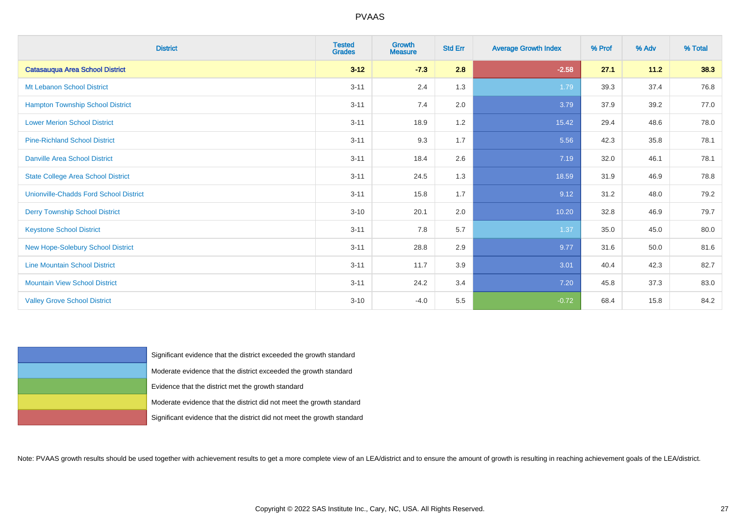# PVAAS

| District | Tested Grades | Growth Measure | Std Err | Average Growth Index | % Prof | % Adv | % Total |
|---|---|---|---|---|---|---|---|
| **Catasauqua Area School District** | **3-12** | **-7.3** | **2.8** | **-2.58** | **27.1** | **11.2** | **38.3** |
| Mt Lebanon School District | 3-11 | 2.4 | 1.3 | 1.79 | 39.3 | 37.4 | 76.8 |
| Hampton Township School District | 3-11 | 7.4 | 2.0 | 3.79 | 37.9 | 39.2 | 77.0 |
| Lower Merion School District | 3-11 | 18.9 | 1.2 | 15.42 | 29.4 | 48.6 | 78.0 |
| Pine-Richland School District | 3-11 | 9.3 | 1.7 | 5.56 | 42.3 | 35.8 | 78.1 |
| Danville Area School District | 3-11 | 18.4 | 2.6 | 7.19 | 32.0 | 46.1 | 78.1 |
| State College Area School District | 3-11 | 24.5 | 1.3 | 18.59 | 31.9 | 46.9 | 78.8 |
| Unionville-Chadds Ford School District | 3-11 | 15.8 | 1.7 | 9.12 | 31.2 | 48.0 | 79.2 |
| Derry Township School District | 3-10 | 20.1 | 2.0 | 10.20 | 32.8 | 46.9 | 79.7 |
| Keystone School District | 3-11 | 7.8 | 5.7 | 1.37 | 35.0 | 45.0 | 80.0 |
| New Hope-Solebury School District | 3-11 | 28.8 | 2.9 | 9.77 | 31.6 | 50.0 | 81.6 |
| Line Mountain School District | 3-11 | 11.7 | 3.9 | 3.01 | 40.4 | 42.3 | 82.7 |
| Mountain View School District | 3-11 | 24.2 | 3.4 | 7.20 | 45.8 | 37.3 | 83.0 |
| Valley Grove School District | 3-10 | -4.0 | 5.5 | -0.72 | 68.4 | 15.8 | 84.2 |

Significant evidence that the district exceeded the growth standard

Moderate evidence that the district exceeded the growth standard

Evidence that the district met the growth standard

Moderate evidence that the district did not meet the growth standard

Significant evidence that the district did not meet the growth standard

Note: PVAAS growth results should be used together with achievement results to get a more complete view of an LEA/district and to ensure the amount of growth is resulting in reaching achievement goals of the LEA/district.

Copyright © 2022 SAS Institute Inc., Cary, NC, USA. All Rights Reserved.